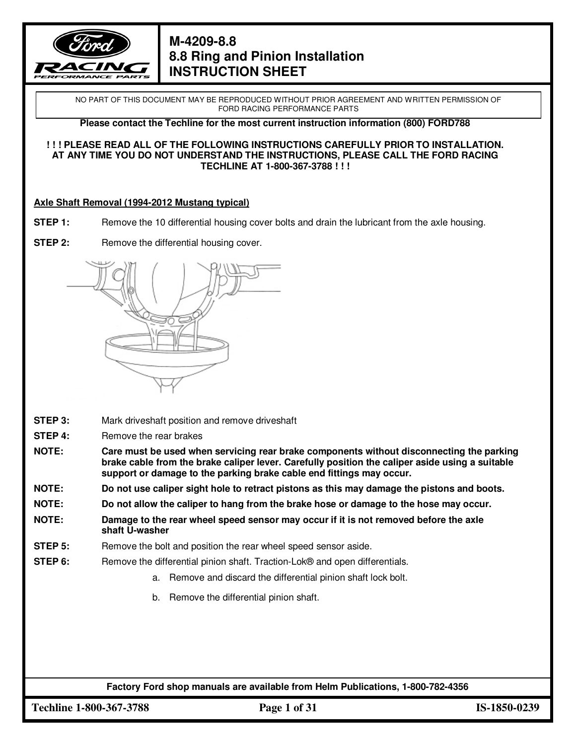# M-4209-8.8
# 8.8 Ring and Pinion Installation
# INSTRUCTION SHEET

NO PART OF THIS DOCUMENT MAY BE REPRODUCED WITHOUT PRIOR AGREEMENT AND WRITTEN PERMISSION OF FORD RACING PERFORMANCE PARTS

**Please contact the Techline for the most current instruction information (800) FORD788**

**! ! ! PLEASE READ ALL OF THE FOLLOWING INSTRUCTIONS CAREFULLY PRIOR TO INSTALLATION. AT ANY TIME YOU DO NOT UNDERSTAND THE INSTRUCTIONS, PLEASE CALL THE FORD RACING TECHLINE AT 1-800-367-3788 ! ! !**

## Axle Shaft Removal (1994-2012 Mustang typical)

**STEP 1:** Remove the 10 differential housing cover bolts and drain the lubricant from the axle housing.

**STEP 2:** Remove the differential housing cover.

**STEP 3:** Mark driveshaft position and remove driveshaft

**STEP 4:** Remove the rear brakes

**NOTE:** **Care must be used when servicing rear brake components without disconnecting the parking brake cable from the brake caliper lever. Carefully position the caliper aside using a suitable support or damage to the parking brake cable end fittings may occur.**

**NOTE:** **Do not use caliper sight hole to retract pistons as this may damage the pistons and boots.**

**NOTE:** **Do not allow the caliper to hang from the brake hose or damage to the hose may occur.**

**NOTE:** **Damage to the rear wheel speed sensor may occur if it is not removed before the axle shaft U-washer**

**STEP 5:** Remove the bolt and position the rear wheel speed sensor aside.

**STEP 6:** Remove the differential pinion shaft. Traction-Lok® and open differentials.

a. Remove and discard the differential pinion shaft lock bolt.

b. Remove the differential pinion shaft.

**Factory Ford shop manuals are available from Helm Publications, 1-800-782-4356**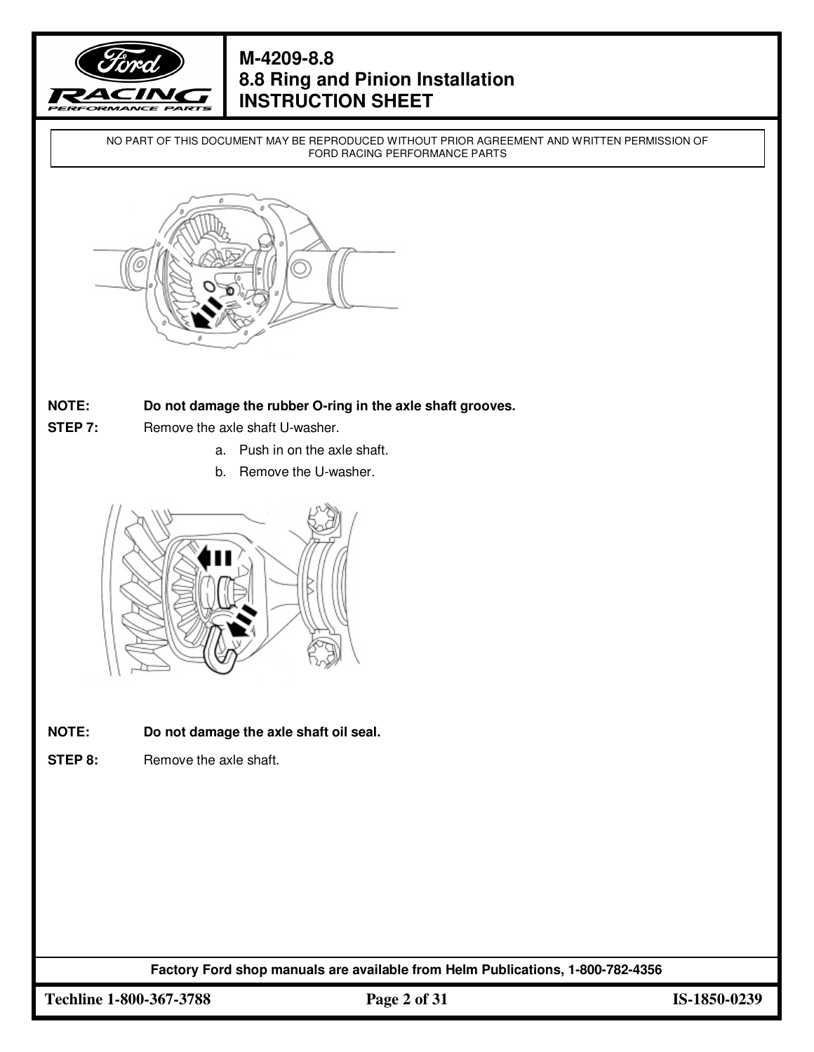NO PART OF THIS DOCUMENT MAY BE REPRODUCED WITHOUT PRIOR AGREEMENT AND WRITTEN PERMISSION OF FORD RACING PERFORMANCE PARTS

**NOTE:** **Do not damage the rubber O-ring in the axle shaft grooves.**

**STEP 7:** Remove the axle shaft U-washer.

a. Push in on the axle shaft.
b. Remove the U-washer.

**NOTE:** **Do not damage the axle shaft oil seal.**

**STEP 8:** Remove the axle shaft.

Factory Ford shop manuals are available from Helm Publications, 1-800-782-4356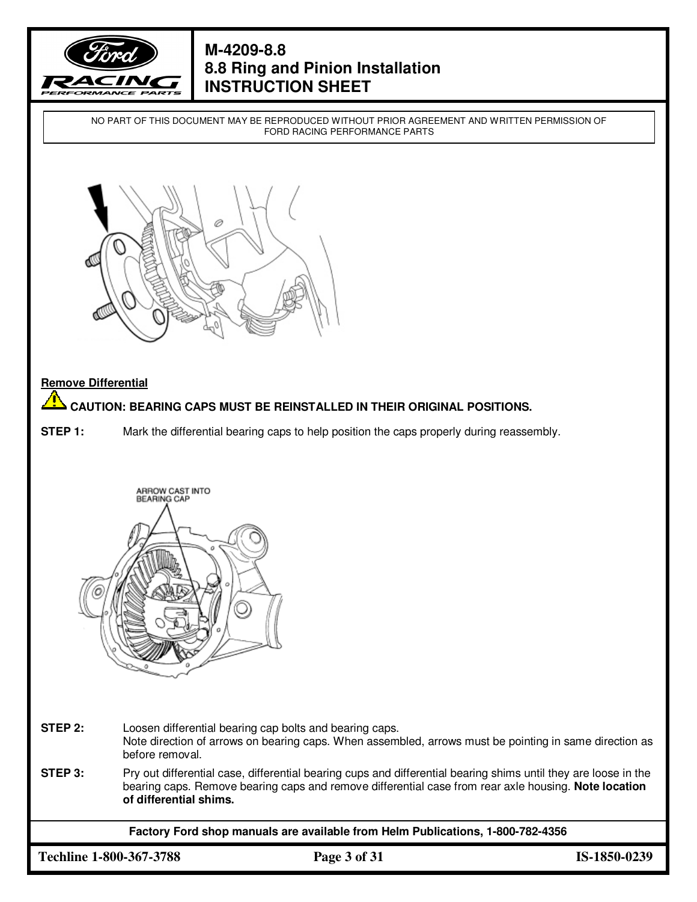NO PART OF THIS DOCUMENT MAY BE REPRODUCED WITHOUT PRIOR AGREEMENT AND WRITTEN PERMISSION OF FORD RACING PERFORMANCE PARTS

ARROW CAST INTO BEARING CAP

### Remove Differential

⚠ **CAUTION: BEARING CAPS MUST BE REINSTALLED IN THEIR ORIGINAL POSITIONS.**

**STEP 1:** Mark the differential bearing caps to help position the caps properly during reassembly.

**STEP 2:** Loosen differential bearing cap bolts and bearing caps.
Note direction of arrows on bearing caps. When assembled, arrows must be pointing in same direction as before removal.

**STEP 3:** Pry out differential case, differential bearing cups and differential bearing shims until they are loose in the bearing caps. Remove bearing caps and remove differential case from rear axle housing. **Note location of differential shims.**

**Factory Ford shop manuals are available from Helm Publications, 1-800-782-4356**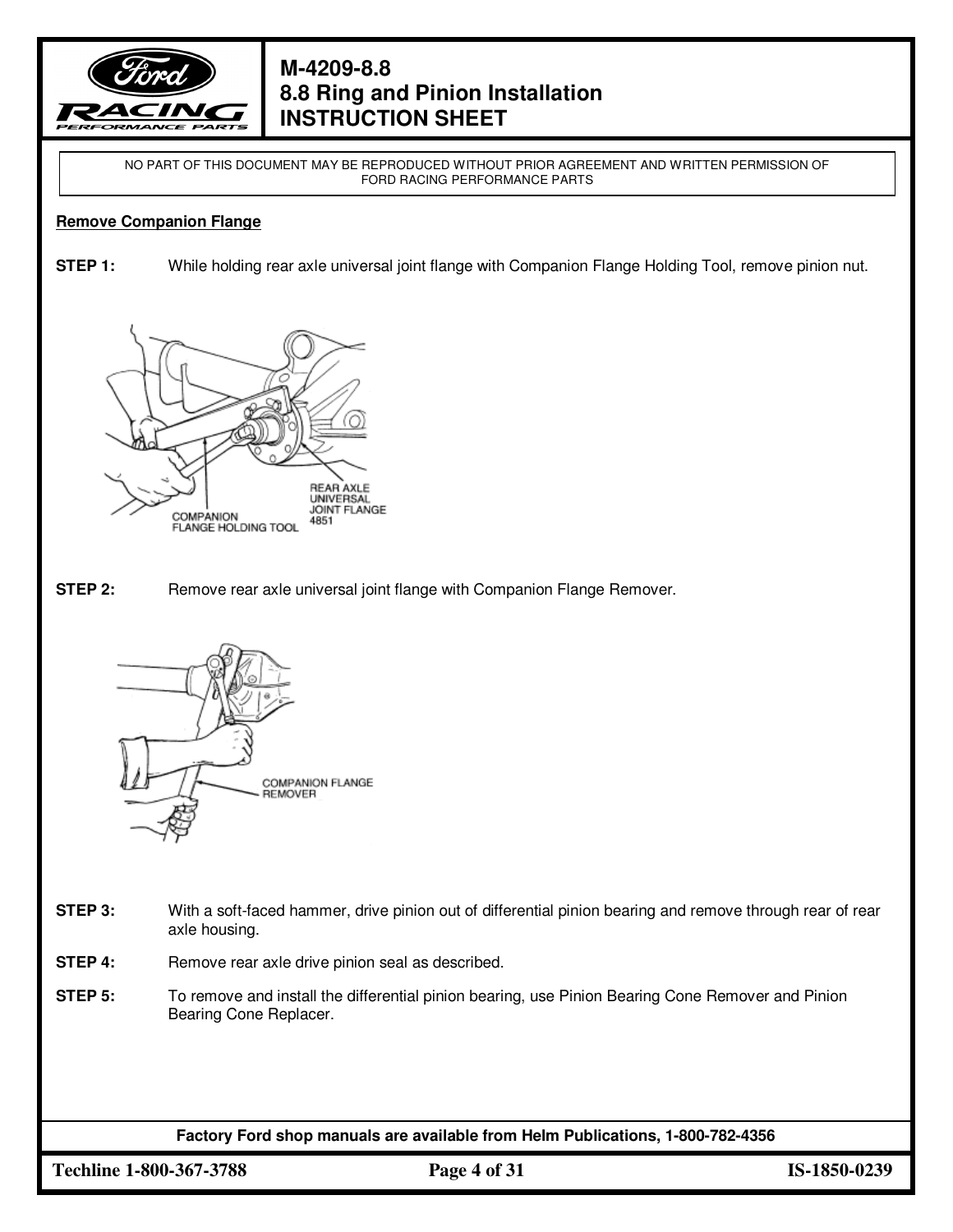NO PART OF THIS DOCUMENT MAY BE REPRODUCED WITHOUT PRIOR AGREEMENT AND WRITTEN PERMISSION OF FORD RACING PERFORMANCE PARTS

**Remove Companion Flange**

**STEP 1:** While holding rear axle universal joint flange with Companion Flange Holding Tool, remove pinion nut.

**STEP 2:** Remove rear axle universal joint flange with Companion Flange Remover.

**STEP 3:** With a soft-faced hammer, drive pinion out of differential pinion bearing and remove through rear of rear axle housing.

**STEP 4:** Remove rear axle drive pinion seal as described.

**STEP 5:** To remove and install the differential pinion bearing, use Pinion Bearing Cone Remover and Pinion Bearing Cone Replacer.

**Factory Ford shop manuals are available from Helm Publications, 1-800-782-4356**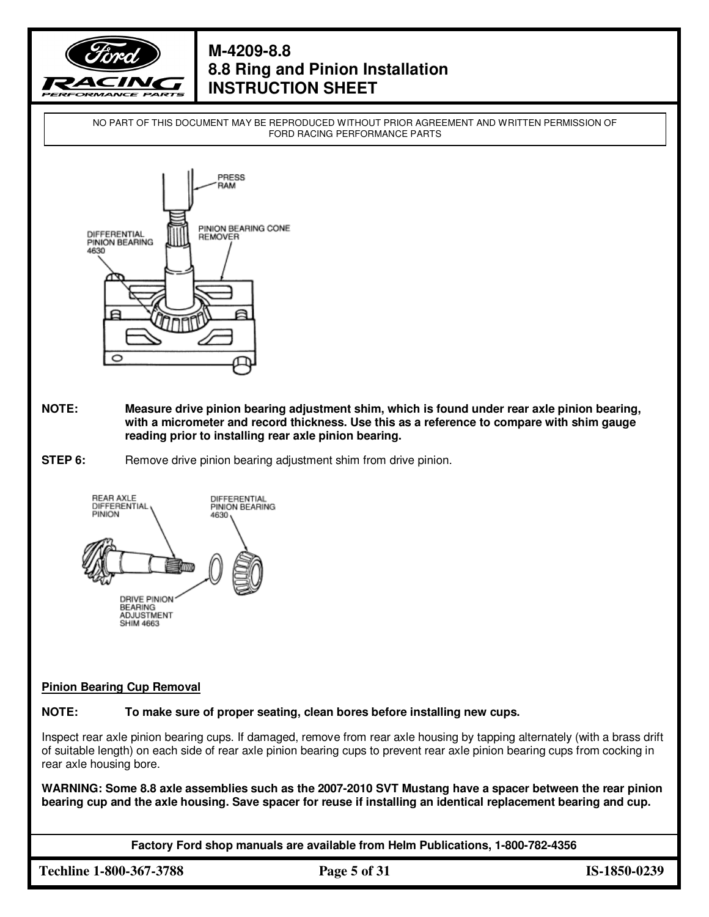NO PART OF THIS DOCUMENT MAY BE REPRODUCED WITHOUT PRIOR AGREEMENT AND WRITTEN PERMISSION OF FORD RACING PERFORMANCE PARTS

PRESS RAM

DIFFERENTIAL PINION BEARING 4630

PINION BEARING CONE REMOVER

**NOTE:** **Measure drive pinion bearing adjustment shim, which is found under rear axle pinion bearing, with a micrometer and record thickness. Use this as a reference to compare with shim gauge reading prior to installing rear axle pinion bearing.**

**STEP 6:** Remove drive pinion bearing adjustment shim from drive pinion.

REAR AXLE DIFFERENTIAL PINION

DIFFERENTIAL PINION BEARING 4630

DRIVE PINION BEARING ADJUSTMENT SHIM 4663

<u>**Pinion Bearing Cup Removal**</u>

**NOTE:** **To make sure of proper seating, clean bores before installing new cups.**

Inspect rear axle pinion bearing cups. If damaged, remove from rear axle housing by tapping alternately (with a brass drift of suitable length) on each side of rear axle pinion bearing cups to prevent rear axle pinion bearing cups from cocking in rear axle housing bore.

**WARNING: Some 8.8 axle assemblies such as the 2007-2010 SVT Mustang have a spacer between the rear pinion bearing cup and the axle housing. Save spacer for reuse if installing an identical replacement bearing and cup.**

**Factory Ford shop manuals are available from Helm Publications, 1-800-782-4356**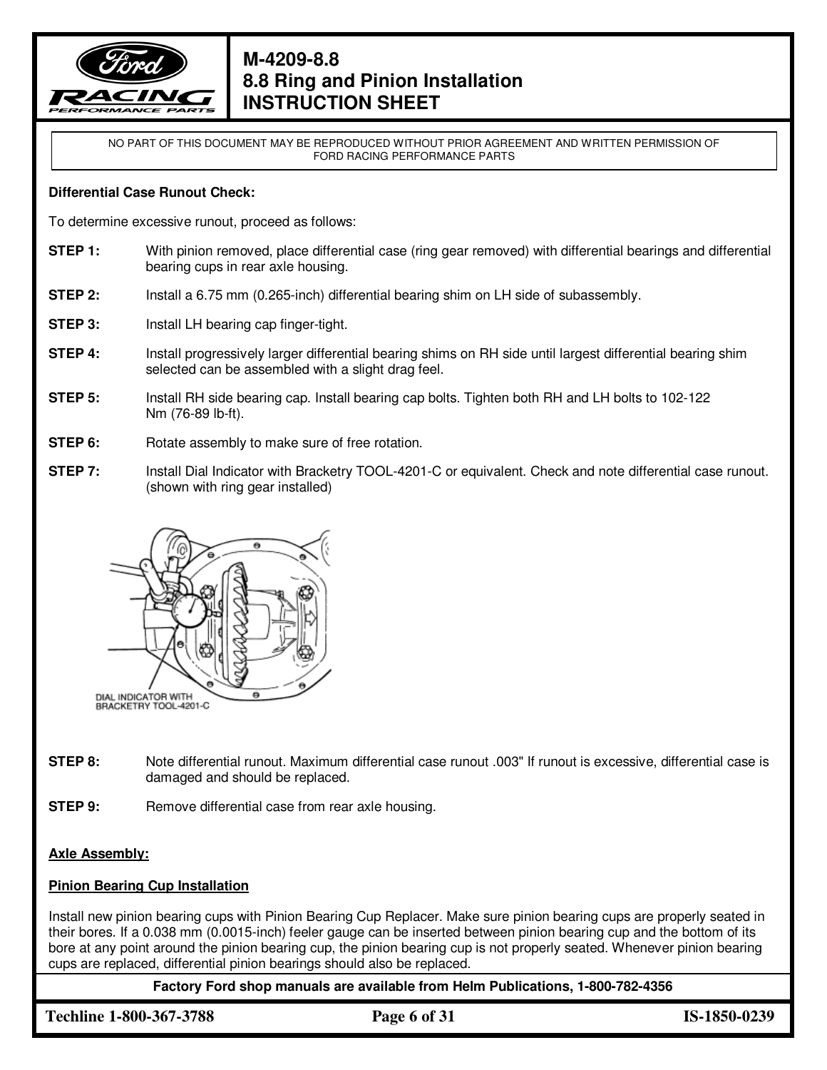**Differential Case Runout Check:**

To determine excessive runout, proceed as follows:

**STEP 1:** With pinion removed, place differential case (ring gear removed) with differential bearings and differential bearing cups in rear axle housing.

**STEP 2:** Install a 6.75 mm (0.265-inch) differential bearing shim on LH side of subassembly.

**STEP 3:** Install LH bearing cap finger-tight.

**STEP 4:** Install progressively larger differential bearing shims on RH side until largest differential bearing shim selected can be assembled with a slight drag feel.

**STEP 5:** Install RH side bearing cap. Install bearing cap bolts. Tighten both RH and LH bolts to 102-122 Nm (76-89 lb-ft).

**STEP 6:** Rotate assembly to make sure of free rotation.

**STEP 7:** Install Dial Indicator with Bracketry TOOL-4201-C or equivalent. Check and note differential case runout. (shown with ring gear installed)

DIAL INDICATOR WITH BRACKETRY TOOL-4201-C

**STEP 8:** Note differential runout. Maximum differential case runout .003" If runout is excessive, differential case is damaged and should be replaced.

**STEP 9:** Remove differential case from rear axle housing.

**Axle Assembly:**

**Pinion Bearing Cup Installation**

Install new pinion bearing cups with Pinion Bearing Cup Replacer. Make sure pinion bearing cups are properly seated in their bores. If a 0.038 mm (0.0015-inch) feeler gauge can be inserted between pinion bearing cup and the bottom of its bore at any point around the pinion bearing cup, the pinion bearing cup is not properly seated. Whenever pinion bearing cups are replaced, differential pinion bearings should also be replaced.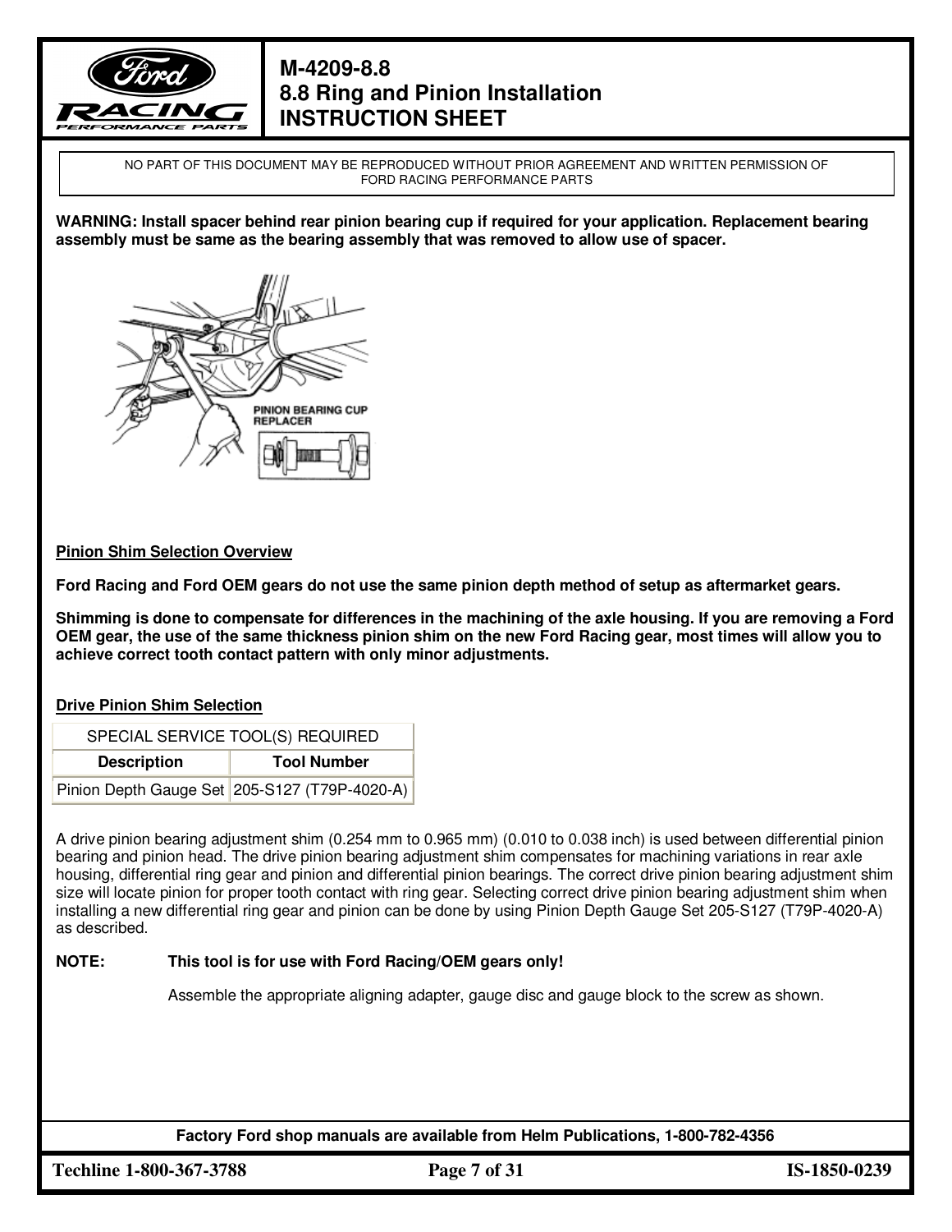NO PART OF THIS DOCUMENT MAY BE REPRODUCED WITHOUT PRIOR AGREEMENT AND WRITTEN PERMISSION OF FORD RACING PERFORMANCE PARTS

**WARNING: Install spacer behind rear pinion bearing cup if required for your application. Replacement bearing assembly must be same as the bearing assembly that was removed to allow use of spacer.**

PINION BEARING CUP REPLACER

**Pinion Shim Selection Overview**

**Ford Racing and Ford OEM gears do not use the same pinion depth method of setup as aftermarket gears.**

**Shimming is done to compensate for differences in the machining of the axle housing. If you are removing a Ford OEM gear, the use of the same thickness pinion shim on the new Ford Racing gear, most times will allow you to achieve correct tooth contact pattern with only minor adjustments.**

**Drive Pinion Shim Selection**

| SPECIAL SERVICE TOOL(S) REQUIRED | |
|---|---|
| **Description** | **Tool Number** |
| Pinion Depth Gauge Set | 205-S127 (T79P-4020-A) |

A drive pinion bearing adjustment shim (0.254 mm to 0.965 mm) (0.010 to 0.038 inch) is used between differential pinion bearing and pinion head. The drive pinion bearing adjustment shim compensates for machining variations in rear axle housing, differential ring gear and pinion and differential pinion bearings. The correct drive pinion bearing adjustment shim size will locate pinion for proper tooth contact with ring gear. Selecting correct drive pinion bearing adjustment shim when installing a new differential ring gear and pinion can be done by using Pinion Depth Gauge Set 205-S127 (T79P-4020-A) as described.

**NOTE:** **This tool is for use with Ford Racing/OEM gears only!**

Assemble the appropriate aligning adapter, gauge disc and gauge block to the screw as shown.

**Factory Ford shop manuals are available from Helm Publications, 1-800-782-4356**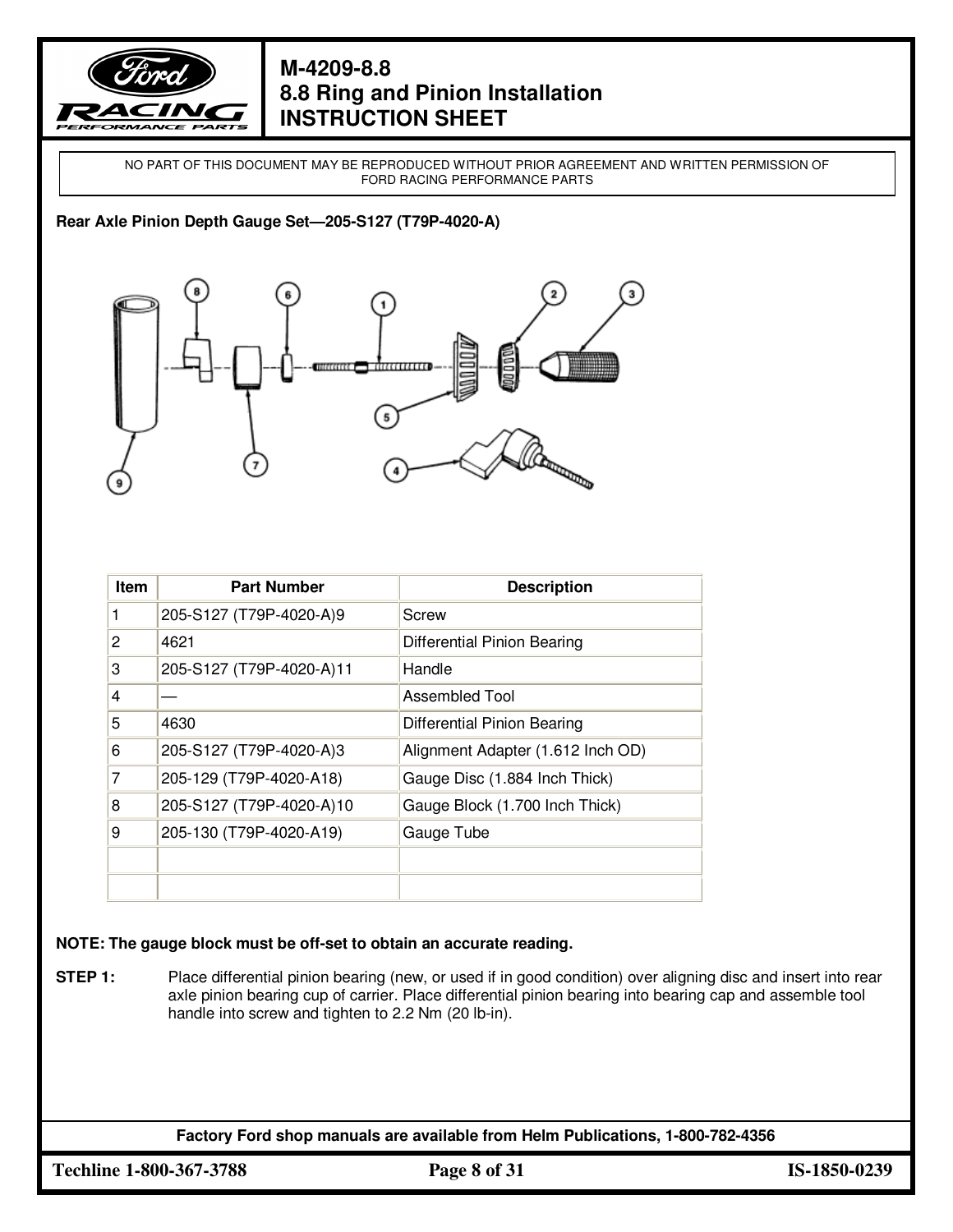NO PART OF THIS DOCUMENT MAY BE REPRODUCED WITHOUT PRIOR AGREEMENT AND WRITTEN PERMISSION OF FORD RACING PERFORMANCE PARTS

**Rear Axle Pinion Depth Gauge Set—205-S127 (T79P-4020-A)**

| Item | Part Number | Description |
|---|---|---|
| 1 | 205-S127 (T79P-4020-A)9 | Screw |
| 2 | 4621 | Differential Pinion Bearing |
| 3 | 205-S127 (T79P-4020-A)11 | Handle |
| 4 | — | Assembled Tool |
| 5 | 4630 | Differential Pinion Bearing |
| 6 | 205-S127 (T79P-4020-A)3 | Alignment Adapter (1.612 Inch OD) |
| 7 | 205-129 (T79P-4020-A18) | Gauge Disc (1.884 Inch Thick) |
| 8 | 205-S127 (T79P-4020-A)10 | Gauge Block (1.700 Inch Thick) |
| 9 | 205-130 (T79P-4020-A19) | Gauge Tube |
| | | |
| | | |

**NOTE: The gauge block must be off-set to obtain an accurate reading.**

**STEP 1:** Place differential pinion bearing (new, or used if in good condition) over aligning disc and insert into rear axle pinion bearing cup of carrier. Place differential pinion bearing into bearing cap and assemble tool handle into screw and tighten to 2.2 Nm (20 lb-in).

**Factory Ford shop manuals are available from Helm Publications, 1-800-782-4356**

**Techline 1-800-367-3788** **IS-1850-0239**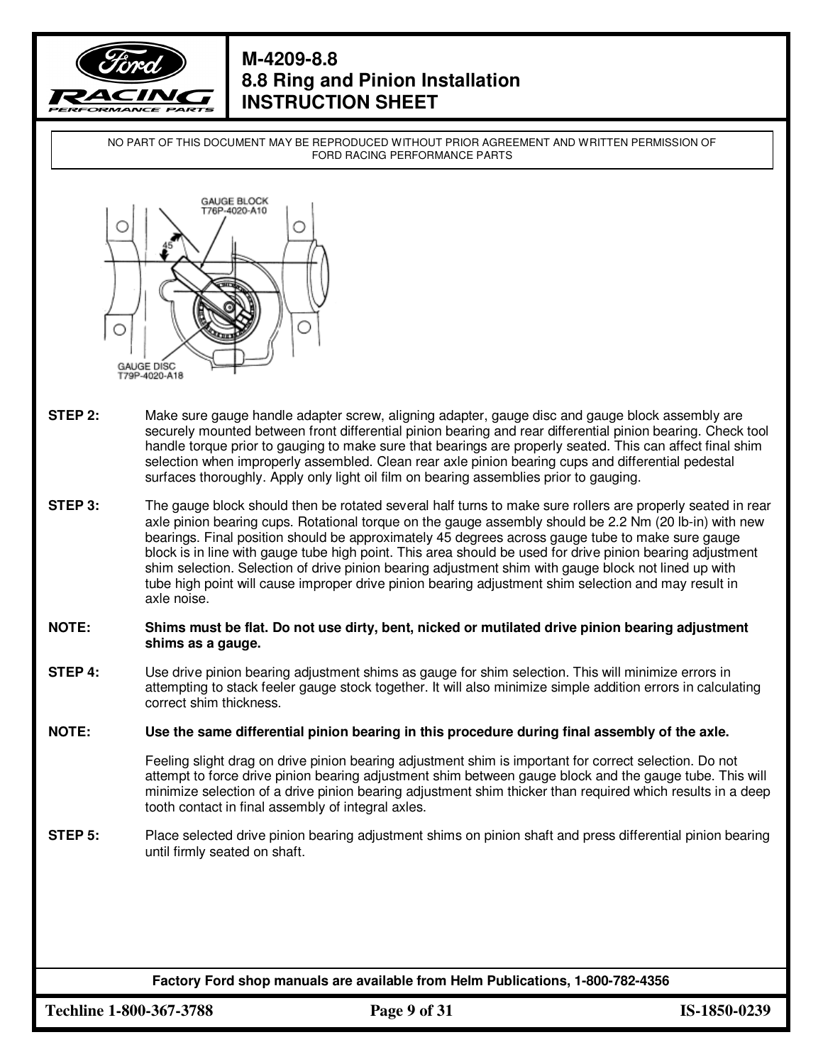NO PART OF THIS DOCUMENT MAY BE REPRODUCED WITHOUT PRIOR AGREEMENT AND WRITTEN PERMISSION OF FORD RACING PERFORMANCE PARTS

GAUGE BLOCK T76P-4020-A10

GAUGE DISC T79P-4020-A18

**STEP 2:** Make sure gauge handle adapter screw, aligning adapter, gauge disc and gauge block assembly are securely mounted between front differential pinion bearing and rear differential pinion bearing. Check tool handle torque prior to gauging to make sure that bearings are properly seated. This can affect final shim selection when improperly assembled. Clean rear axle pinion bearing cups and differential pedestal surfaces thoroughly. Apply only light oil film on bearing assemblies prior to gauging.

**STEP 3:** The gauge block should then be rotated several half turns to make sure rollers are properly seated in rear axle pinion bearing cups. Rotational torque on the gauge assembly should be 2.2 Nm (20 lb-in) with new bearings. Final position should be approximately 45 degrees across gauge tube to make sure gauge block is in line with gauge tube high point. This area should be used for drive pinion bearing adjustment shim selection. Selection of drive pinion bearing adjustment shim with gauge block not lined up with tube high point will cause improper drive pinion bearing adjustment shim selection and may result in axle noise.

**NOTE:** **Shims must be flat. Do not use dirty, bent, nicked or mutilated drive pinion bearing adjustment shims as a gauge.**

**STEP 4:** Use drive pinion bearing adjustment shims as gauge for shim selection. This will minimize errors in attempting to stack feeler gauge stock together. It will also minimize simple addition errors in calculating correct shim thickness.

**NOTE:** **Use the same differential pinion bearing in this procedure during final assembly of the axle.**

Feeling slight drag on drive pinion bearing adjustment shim is important for correct selection. Do not attempt to force drive pinion bearing adjustment shim between gauge block and the gauge tube. This will minimize selection of a drive pinion bearing adjustment shim thicker than required which results in a deep tooth contact in final assembly of integral axles.

**STEP 5:** Place selected drive pinion bearing adjustment shims on pinion shaft and press differential pinion bearing until firmly seated on shaft.

**Factory Ford shop manuals are available from Helm Publications, 1-800-782-4356**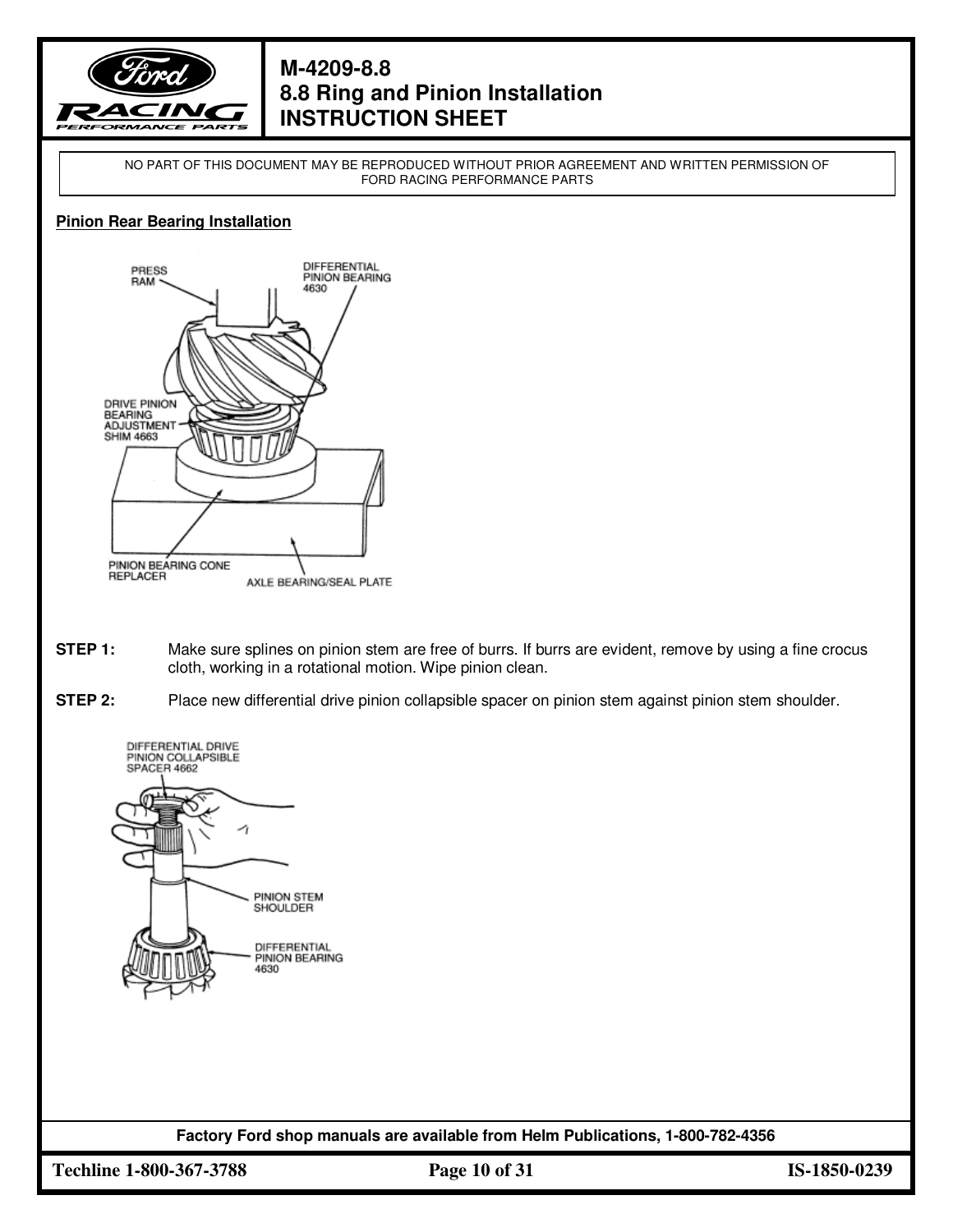NO PART OF THIS DOCUMENT MAY BE REPRODUCED WITHOUT PRIOR AGREEMENT AND WRITTEN PERMISSION OF FORD RACING PERFORMANCE PARTS

**Pinion Rear Bearing Installation**

**STEP 1:** Make sure splines on pinion stem are free of burrs. If burrs are evident, remove by using a fine crocus cloth, working in a rotational motion. Wipe pinion clean.

**STEP 2:** Place new differential drive pinion collapsible spacer on pinion stem against pinion stem shoulder.

Factory Ford shop manuals are available from Helm Publications, 1-800-782-4356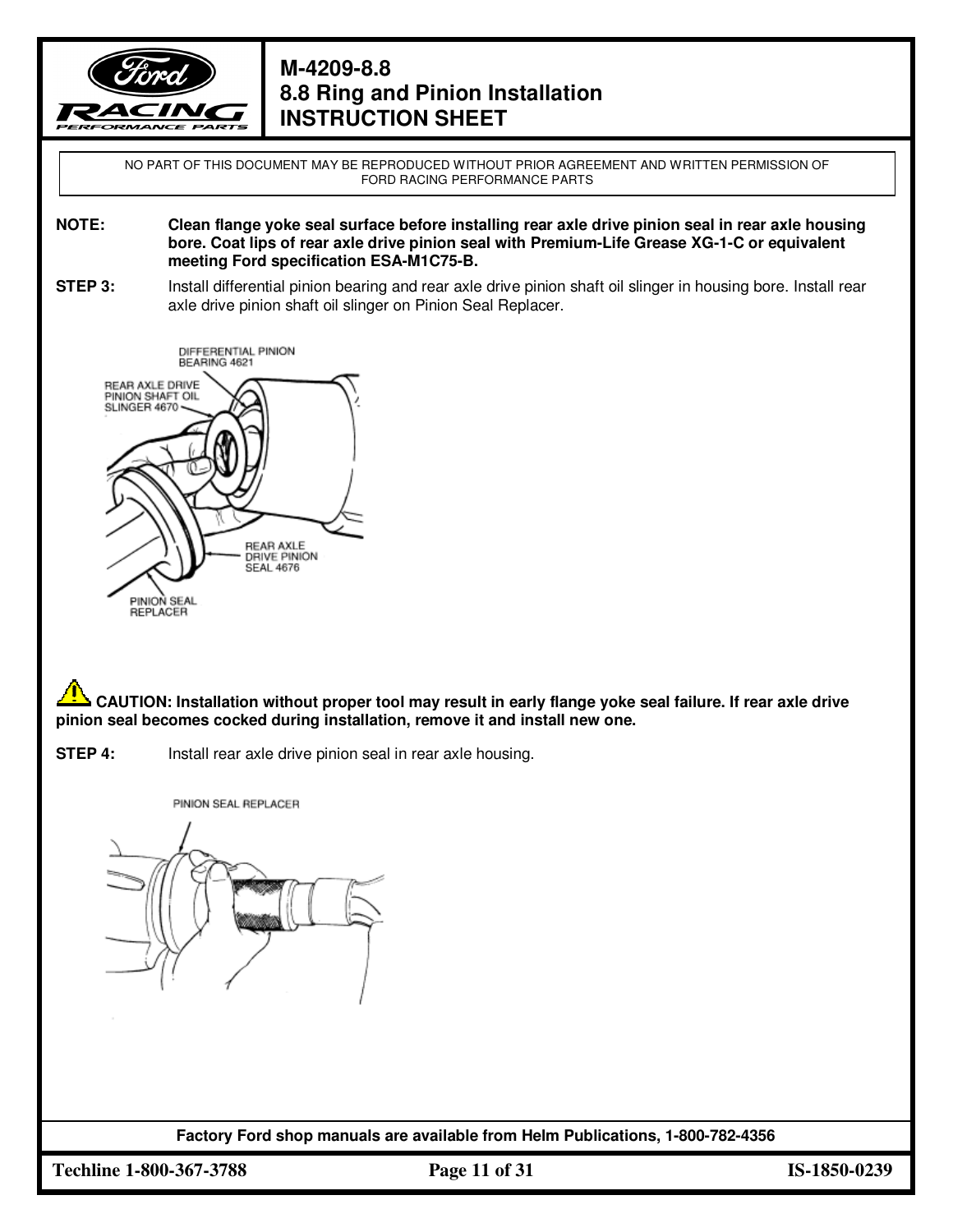**NOTE:** **Clean flange yoke seal surface before installing rear axle drive pinion seal in rear axle housing bore. Coat lips of rear axle drive pinion seal with Premium-Life Grease XG-1-C or equivalent meeting Ford specification ESA-M1C75-B.**

**STEP 3:** Install differential pinion bearing and rear axle drive pinion shaft oil slinger in housing bore. Install rear axle drive pinion shaft oil slinger on Pinion Seal Replacer.

DIFFERENTIAL PINION BEARING 4621

REAR AXLE DRIVE PINION SHAFT OIL SLINGER 4670

REAR AXLE DRIVE PINION SEAL 4676

PINION SEAL REPLACER

**CAUTION: Installation without proper tool may result in early flange yoke seal failure. If rear axle drive pinion seal becomes cocked during installation, remove it and install new one.**

**STEP 4:** Install rear axle drive pinion seal in rear axle housing.

PINION SEAL REPLACER

**Factory Ford shop manuals are available from Helm Publications, 1-800-782-4356**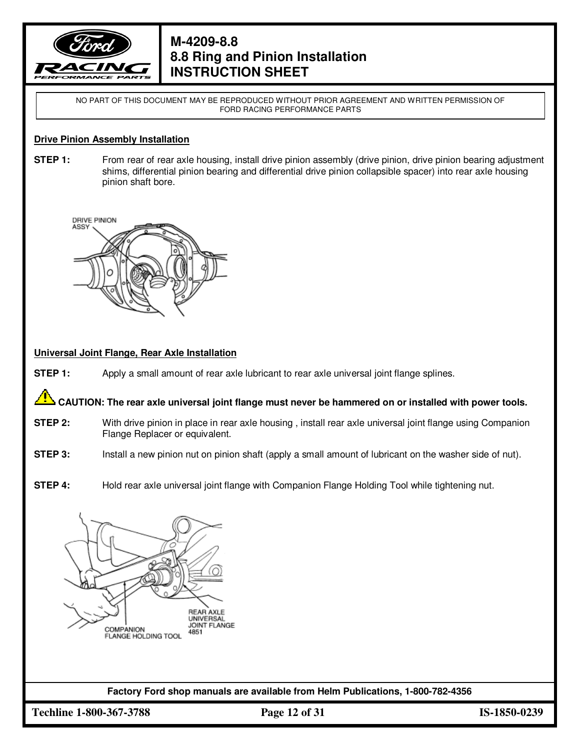# M-4209-8.8
# 8.8 Ring and Pinion Installation
# INSTRUCTION SHEET

NO PART OF THIS DOCUMENT MAY BE REPRODUCED WITHOUT PRIOR AGREEMENT AND WRITTEN PERMISSION OF FORD RACING PERFORMANCE PARTS

**Drive Pinion Assembly Installation**

**STEP 1:** From rear of rear axle housing, install drive pinion assembly (drive pinion, drive pinion bearing adjustment shims, differential pinion bearing and differential drive pinion collapsible spacer) into rear axle housing pinion shaft bore.

**Universal Joint Flange, Rear Axle Installation**

**STEP 1:** Apply a small amount of rear axle lubricant to rear axle universal joint flange splines.

**CAUTION: The rear axle universal joint flange must never be hammered on or installed with power tools.**

**STEP 2:** With drive pinion in place in rear axle housing , install rear axle universal joint flange using Companion Flange Replacer or equivalent.

**STEP 3:** Install a new pinion nut on pinion shaft (apply a small amount of lubricant on the washer side of nut).

**STEP 4:** Hold rear axle universal joint flange with Companion Flange Holding Tool while tightening nut.

Factory Ford shop manuals are available from Helm Publications, 1-800-782-4356

Techline 1-800-367-3788 IS-1850-0239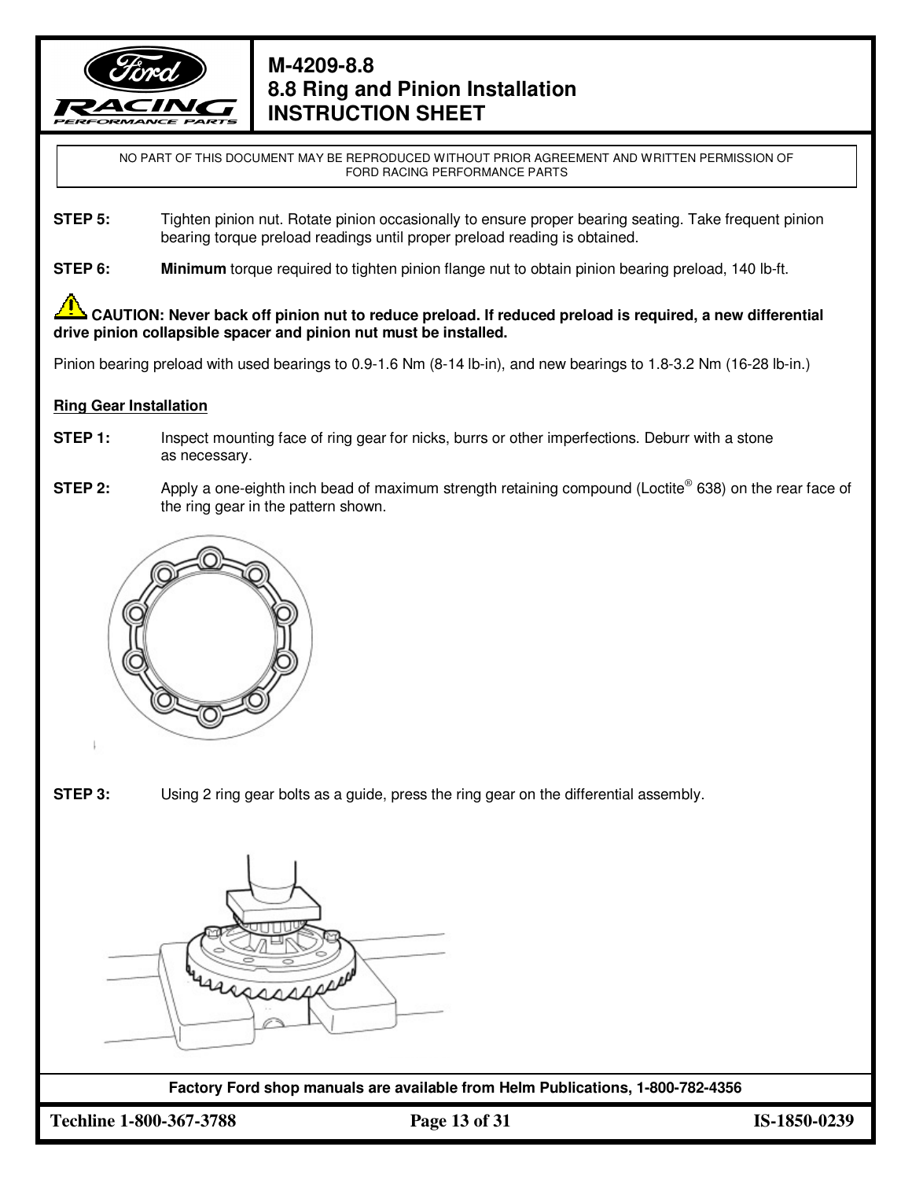NO PART OF THIS DOCUMENT MAY BE REPRODUCED WITHOUT PRIOR AGREEMENT AND WRITTEN PERMISSION OF FORD RACING PERFORMANCE PARTS

**STEP 5:** Tighten pinion nut. Rotate pinion occasionally to ensure proper bearing seating. Take frequent pinion bearing torque preload readings until proper preload reading is obtained.

**STEP 6:** **Minimum** torque required to tighten pinion flange nut to obtain pinion bearing preload, 140 lb-ft.

**CAUTION: Never back off pinion nut to reduce preload. If reduced preload is required, a new differential drive pinion collapsible spacer and pinion nut must be installed.**

Pinion bearing preload with used bearings to 0.9-1.6 Nm (8-14 lb-in), and new bearings to 1.8-3.2 Nm (16-28 lb-in.)

**Ring Gear Installation**

**STEP 1:** Inspect mounting face of ring gear for nicks, burrs or other imperfections. Deburr with a stone as necessary.

**STEP 2:** Apply a one-eighth inch bead of maximum strength retaining compound (Loctite® 638) on the rear face of the ring gear in the pattern shown.

**STEP 3:** Using 2 ring gear bolts as a guide, press the ring gear on the differential assembly.

Factory Ford shop manuals are available from Helm Publications, 1-800-782-4356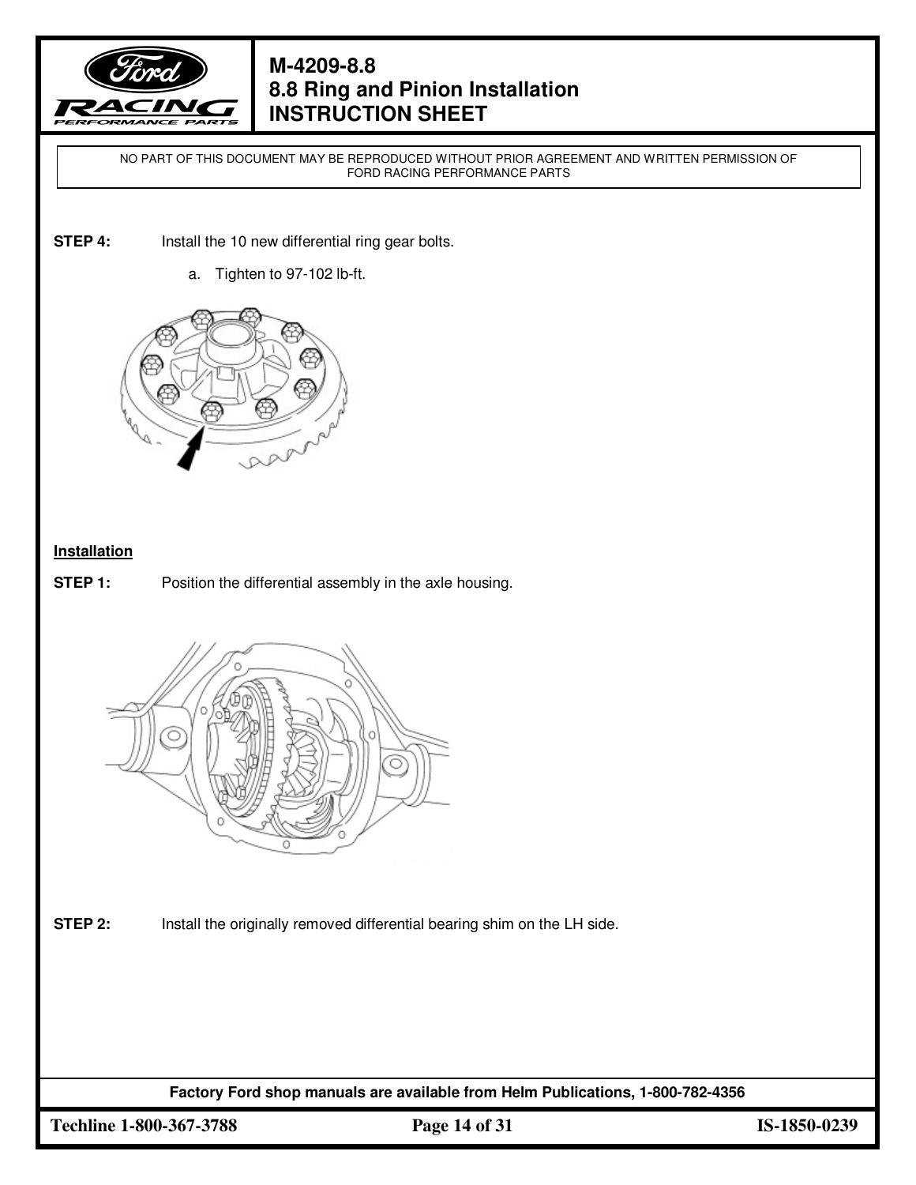NO PART OF THIS DOCUMENT MAY BE REPRODUCED WITHOUT PRIOR AGREEMENT AND WRITTEN PERMISSION OF FORD RACING PERFORMANCE PARTS

**STEP 4:** Install the 10 new differential ring gear bolts.

a. Tighten to 97-102 lb-ft.

**Installation**

**STEP 1:** Position the differential assembly in the axle housing.

**STEP 2:** Install the originally removed differential bearing shim on the LH side.

**Factory Ford shop manuals are available from Helm Publications, 1-800-782-4356**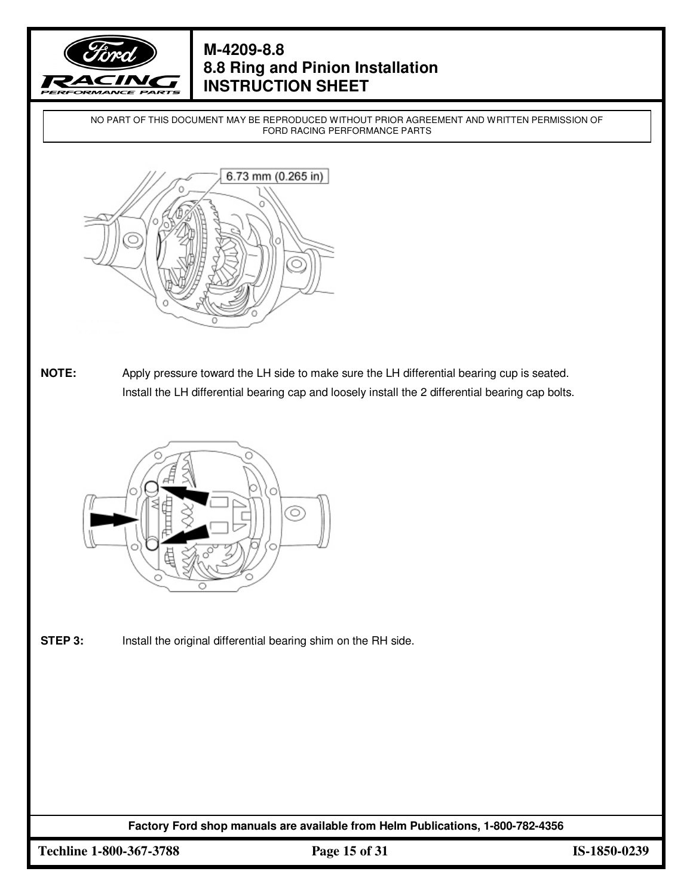NO PART OF THIS DOCUMENT MAY BE REPRODUCED WITHOUT PRIOR AGREEMENT AND WRITTEN PERMISSION OF FORD RACING PERFORMANCE PARTS

6.73 mm (0.265 in)

**NOTE:** Apply pressure toward the LH side to make sure the LH differential bearing cup is seated. Install the LH differential bearing cap and loosely install the 2 differential bearing cap bolts.

**STEP 3:** Install the original differential bearing shim on the RH side.

**Factory Ford shop manuals are available from Helm Publications, 1-800-782-4356**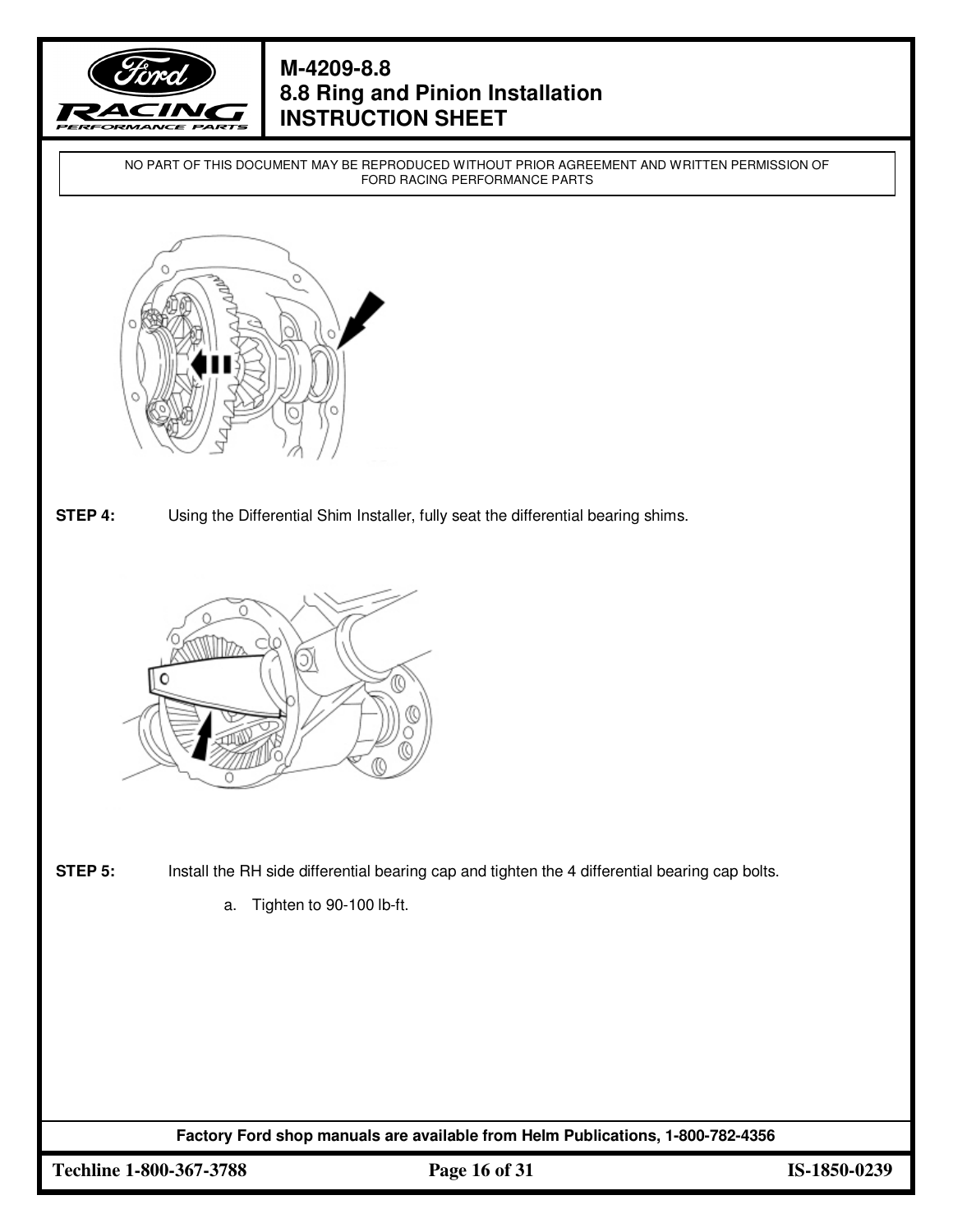NO PART OF THIS DOCUMENT MAY BE REPRODUCED WITHOUT PRIOR AGREEMENT AND WRITTEN PERMISSION OF FORD RACING PERFORMANCE PARTS

**STEP 4:** Using the Differential Shim Installer, fully seat the differential bearing shims.

**STEP 5:** Install the RH side differential bearing cap and tighten the 4 differential bearing cap bolts.

a. Tighten to 90-100 lb-ft.

**Factory Ford shop manuals are available from Helm Publications, 1-800-782-4356**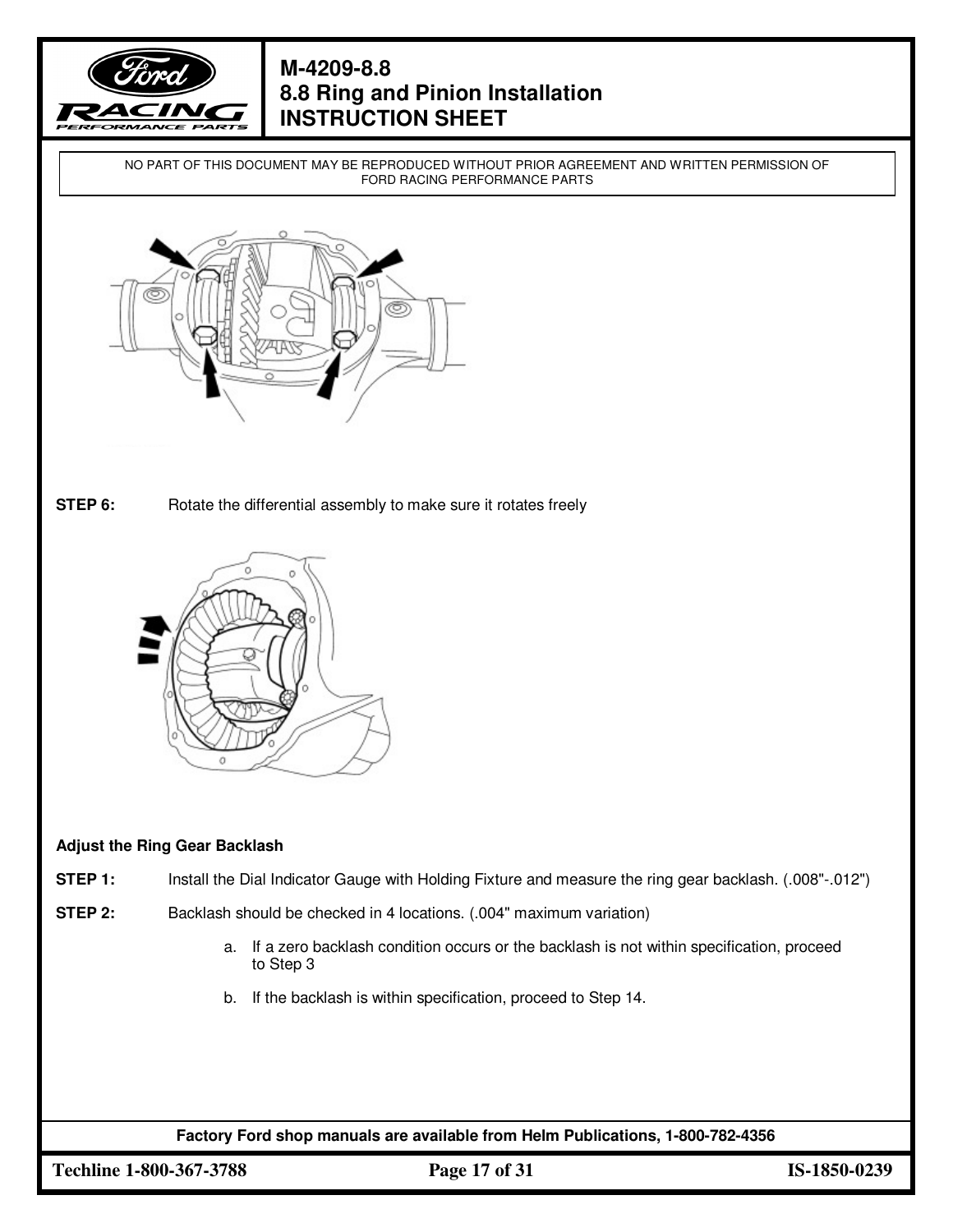**STEP 6:** Rotate the differential assembly to make sure it rotates freely

**Adjust the Ring Gear Backlash**

**STEP 1:** Install the Dial Indicator Gauge with Holding Fixture and measure the ring gear backlash. (.008"-.012")

**STEP 2:** Backlash should be checked in 4 locations. (.004" maximum variation)

a. If a zero backlash condition occurs or the backlash is not within specification, proceed to Step 3

b. If the backlash is within specification, proceed to Step 14.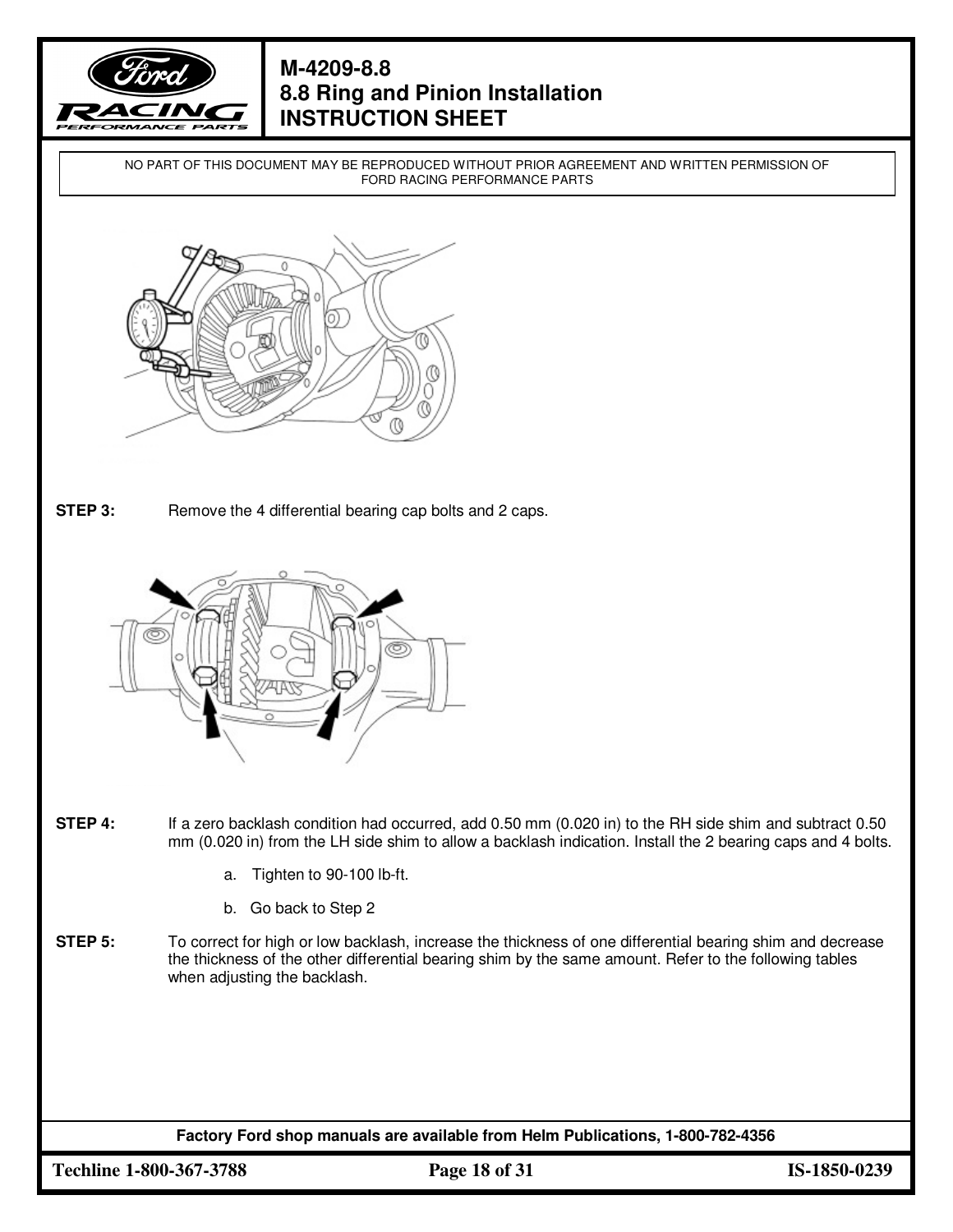**STEP 3:** Remove the 4 differential bearing cap bolts and 2 caps.

**STEP 4:** If a zero backlash condition had occurred, add 0.50 mm (0.020 in) to the RH side shim and subtract 0.50 mm (0.020 in) from the LH side shim to allow a backlash indication. Install the 2 bearing caps and 4 bolts.

a. Tighten to 90-100 lb-ft.

b. Go back to Step 2

**STEP 5:** To correct for high or low backlash, increase the thickness of one differential bearing shim and decrease the thickness of the other differential bearing shim by the same amount. Refer to the following tables when adjusting the backlash.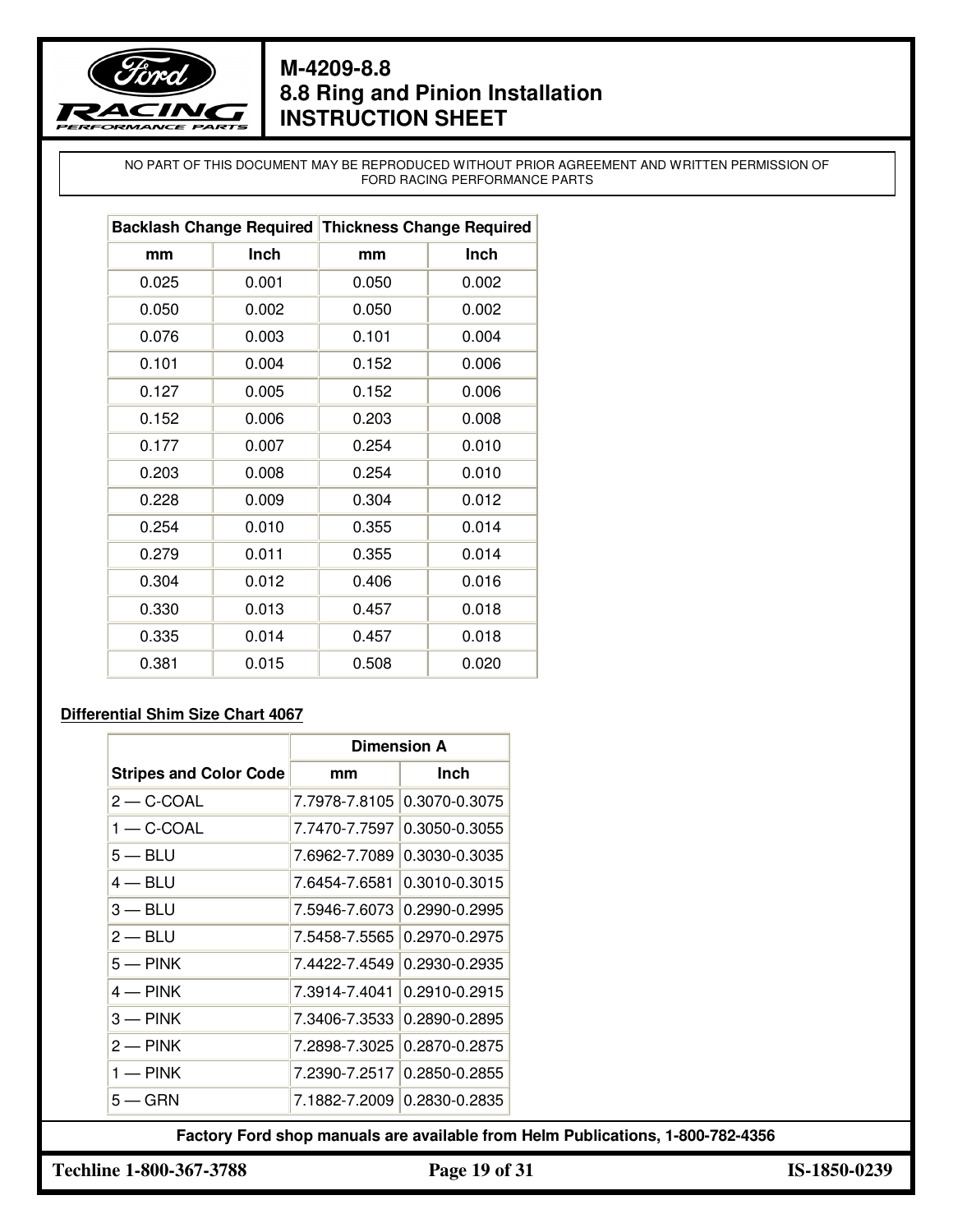NO PART OF THIS DOCUMENT MAY BE REPRODUCED WITHOUT PRIOR AGREEMENT AND WRITTEN PERMISSION OF FORD RACING PERFORMANCE PARTS

| Backlash Change Required | | Thickness Change Required | |
|---|---|---|---|
| mm | Inch | mm | Inch |
| 0.025 | 0.001 | 0.050 | 0.002 |
| 0.050 | 0.002 | 0.050 | 0.002 |
| 0.076 | 0.003 | 0.101 | 0.004 |
| 0.101 | 0.004 | 0.152 | 0.006 |
| 0.127 | 0.005 | 0.152 | 0.006 |
| 0.152 | 0.006 | 0.203 | 0.008 |
| 0.177 | 0.007 | 0.254 | 0.010 |
| 0.203 | 0.008 | 0.254 | 0.010 |
| 0.228 | 0.009 | 0.304 | 0.012 |
| 0.254 | 0.010 | 0.355 | 0.014 |
| 0.279 | 0.011 | 0.355 | 0.014 |
| 0.304 | 0.012 | 0.406 | 0.016 |
| 0.330 | 0.013 | 0.457 | 0.018 |
| 0.335 | 0.014 | 0.457 | 0.018 |
| 0.381 | 0.015 | 0.508 | 0.020 |

**Differential Shim Size Chart 4067**

| Stripes and Color Code | Dimension A | |
|---|---|---|
| | mm | Inch |
| 2 — C-COAL | 7.7978-7.8105 | 0.3070-0.3075 |
| 1 — C-COAL | 7.7470-7.7597 | 0.3050-0.3055 |
| 5 — BLU | 7.6962-7.7089 | 0.3030-0.3035 |
| 4 — BLU | 7.6454-7.6581 | 0.3010-0.3015 |
| 3 — BLU | 7.5946-7.6073 | 0.2990-0.2995 |
| 2 — BLU | 7.5458-7.5565 | 0.2970-0.2975 |
| 5 — PINK | 7.4422-7.4549 | 0.2930-0.2935 |
| 4 — PINK | 7.3914-7.4041 | 0.2910-0.2915 |
| 3 — PINK | 7.3406-7.3533 | 0.2890-0.2895 |
| 2 — PINK | 7.2898-7.3025 | 0.2870-0.2875 |
| 1 — PINK | 7.2390-7.2517 | 0.2850-0.2855 |
| 5 — GRN | 7.1882-7.2009 | 0.2830-0.2835 |

**Factory Ford shop manuals are available from Helm Publications, 1-800-782-4356**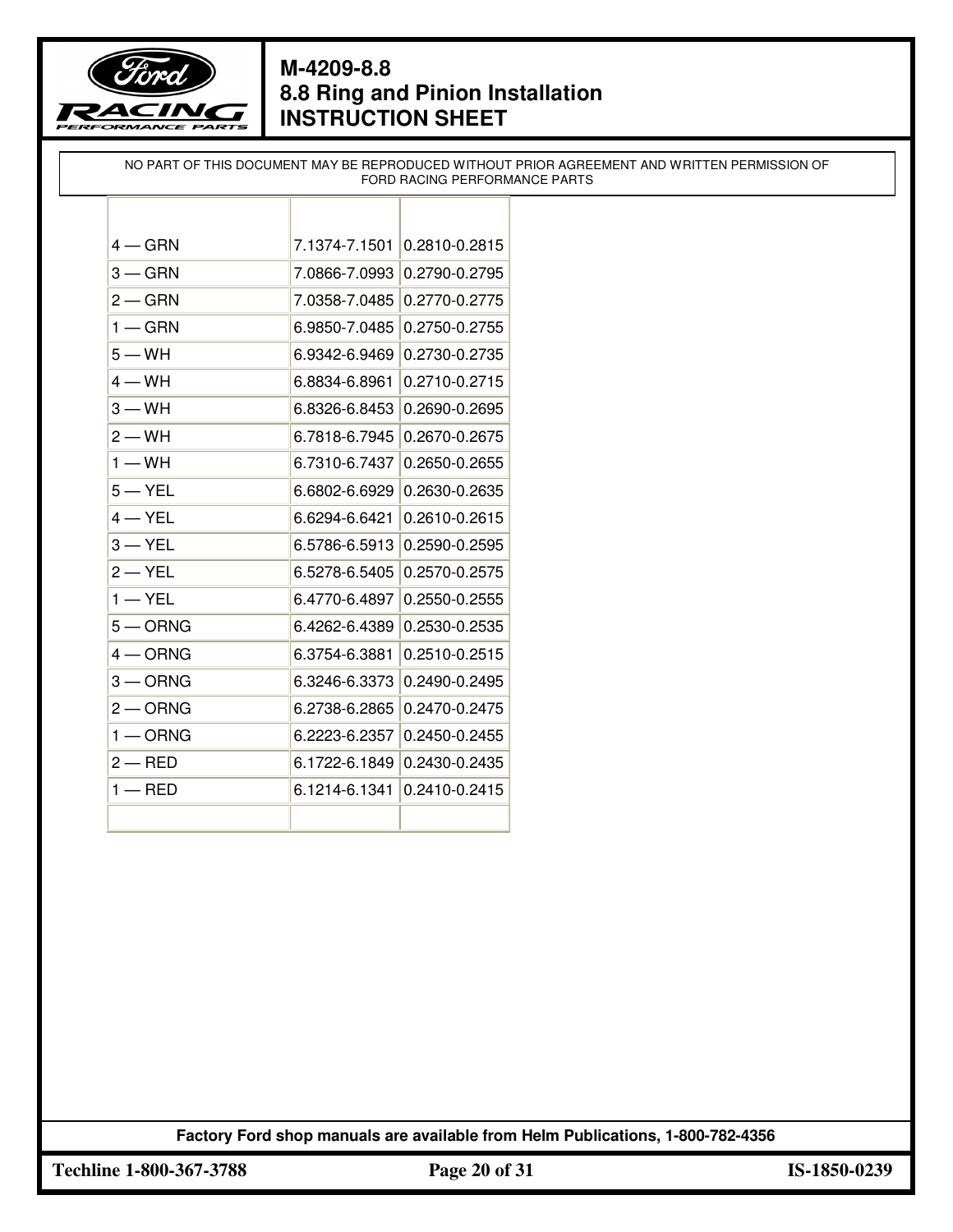NO PART OF THIS DOCUMENT MAY BE REPRODUCED WITHOUT PRIOR AGREEMENT AND WRITTEN PERMISSION OF FORD RACING PERFORMANCE PARTS

| | | |
|---|---|---|
| 4 — GRN | 7.1374-7.1501 | 0.2810-0.2815 |
| 3 — GRN | 7.0866-7.0993 | 0.2790-0.2795 |
| 2 — GRN | 7.0358-7.0485 | 0.2770-0.2775 |
| 1 — GRN | 6.9850-7.0485 | 0.2750-0.2755 |
| 5 — WH | 6.9342-6.9469 | 0.2730-0.2735 |
| 4 — WH | 6.8834-6.8961 | 0.2710-0.2715 |
| 3 — WH | 6.8326-6.8453 | 0.2690-0.2695 |
| 2 — WH | 6.7818-6.7945 | 0.2670-0.2675 |
| 1 — WH | 6.7310-6.7437 | 0.2650-0.2655 |
| 5 — YEL | 6.6802-6.6929 | 0.2630-0.2635 |
| 4 — YEL | 6.6294-6.6421 | 0.2610-0.2615 |
| 3 — YEL | 6.5786-6.5913 | 0.2590-0.2595 |
| 2 — YEL | 6.5278-6.5405 | 0.2570-0.2575 |
| 1 — YEL | 6.4770-6.4897 | 0.2550-0.2555 |
| 5 — ORNG | 6.4262-6.4389 | 0.2530-0.2535 |
| 4 — ORNG | 6.3754-6.3881 | 0.2510-0.2515 |
| 3 — ORNG | 6.3246-6.3373 | 0.2490-0.2495 |
| 2 — ORNG | 6.2738-6.2865 | 0.2470-0.2475 |
| 1 — ORNG | 6.2223-6.2357 | 0.2450-0.2455 |
| 2 — RED | 6.1722-6.1849 | 0.2430-0.2435 |
| 1 — RED | 6.1214-6.1341 | 0.2410-0.2415 |
| | | |

Factory Ford shop manuals are available from Helm Publications, 1-800-782-4356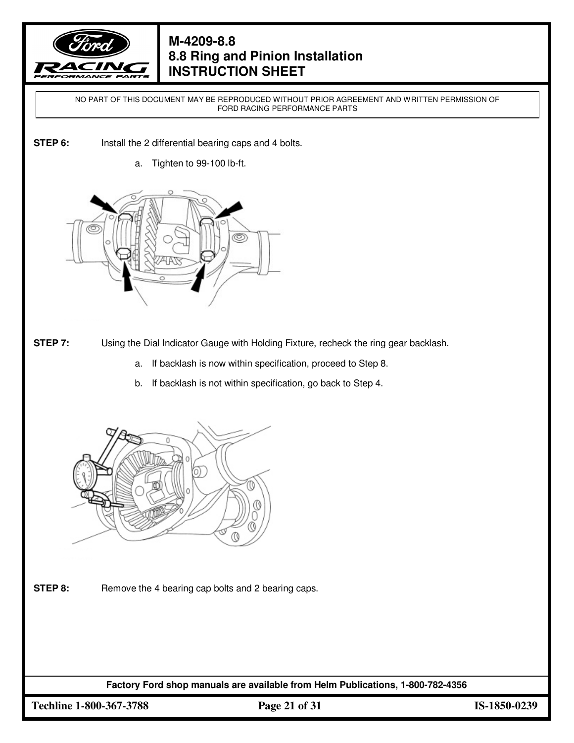**STEP 6:** Install the 2 differential bearing caps and 4 bolts.

a. Tighten to 99-100 lb-ft.

**STEP 7:** Using the Dial Indicator Gauge with Holding Fixture, recheck the ring gear backlash.

a. If backlash is now within specification, proceed to Step 8.

b. If backlash is not within specification, go back to Step 4.

**STEP 8:** Remove the 4 bearing cap bolts and 2 bearing caps.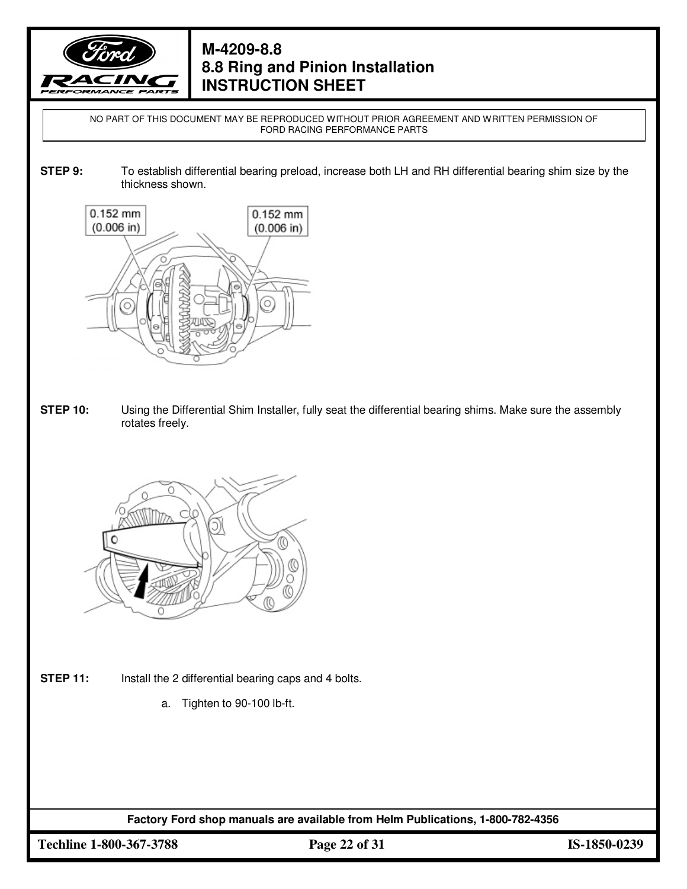**STEP 9:** To establish differential bearing preload, increase both LH and RH differential bearing shim size by the thickness shown.

0.152 mm (0.006 in)

0.152 mm (0.006 in)

**STEP 10:** Using the Differential Shim Installer, fully seat the differential bearing shims. Make sure the assembly rotates freely.

**STEP 11:** Install the 2 differential bearing caps and 4 bolts.

a. Tighten to 90-100 lb-ft.

**Factory Ford shop manuals are available from Helm Publications, 1-800-782-4356**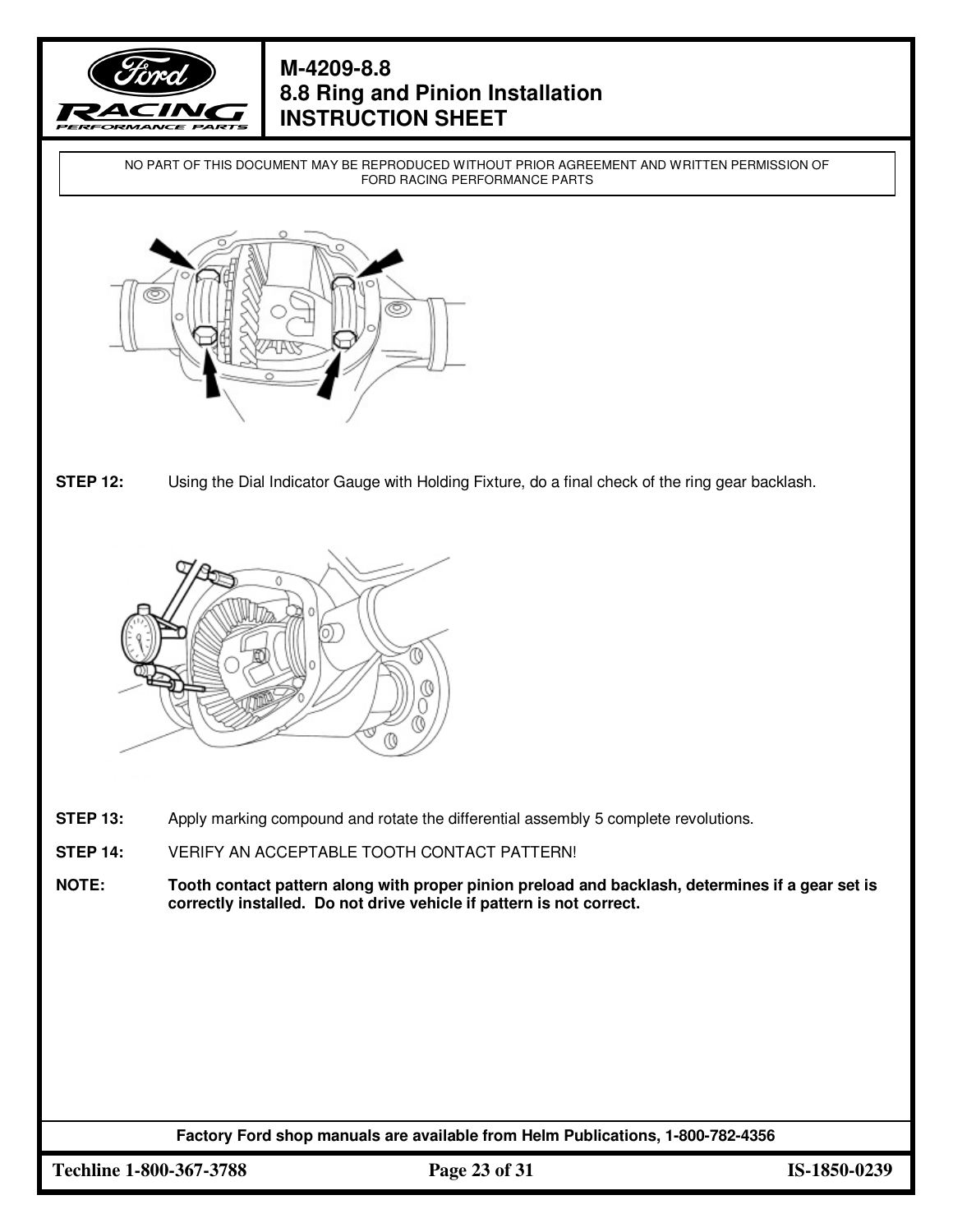**STEP 12:** Using the Dial Indicator Gauge with Holding Fixture, do a final check of the ring gear backlash.

**STEP 13:** Apply marking compound and rotate the differential assembly 5 complete revolutions.

**STEP 14:** VERIFY AN ACCEPTABLE TOOTH CONTACT PATTERN!

**NOTE:** **Tooth contact pattern along with proper pinion preload and backlash, determines if a gear set is correctly installed. Do not drive vehicle if pattern is not correct.**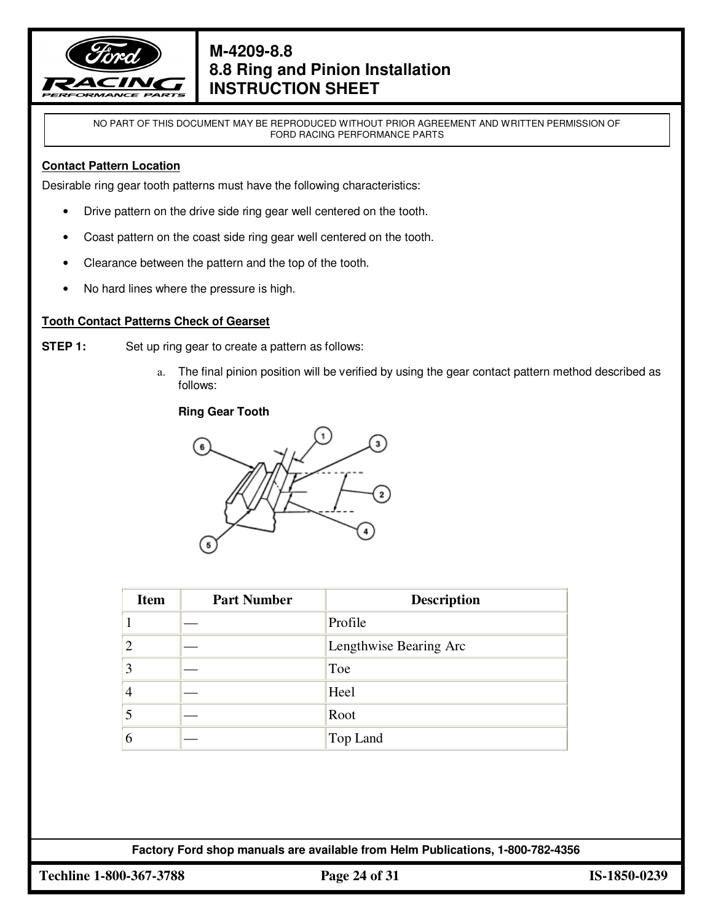NO PART OF THIS DOCUMENT MAY BE REPRODUCED WITHOUT PRIOR AGREEMENT AND WRITTEN PERMISSION OF FORD RACING PERFORMANCE PARTS

**Contact Pattern Location**

Desirable ring gear tooth patterns must have the following characteristics:

- Drive pattern on the drive side ring gear well centered on the tooth.
- Coast pattern on the coast side ring gear well centered on the tooth.
- Clearance between the pattern and the top of the tooth.
- No hard lines where the pressure is high.

**Tooth Contact Patterns Check of Gearset**

**STEP 1:** Set up ring gear to create a pattern as follows:

a. The final pinion position will be verified by using the gear contact pattern method described as follows:

**Ring Gear Tooth**

| Item | Part Number | Description |
|---|---|---|
| 1 | — | Profile |
| 2 | — | Lengthwise Bearing Arc |
| 3 | — | Toe |
| 4 | — | Heel |
| 5 | — | Root |
| 6 | — | Top Land |

Factory Ford shop manuals are available from Helm Publications, 1-800-782-4356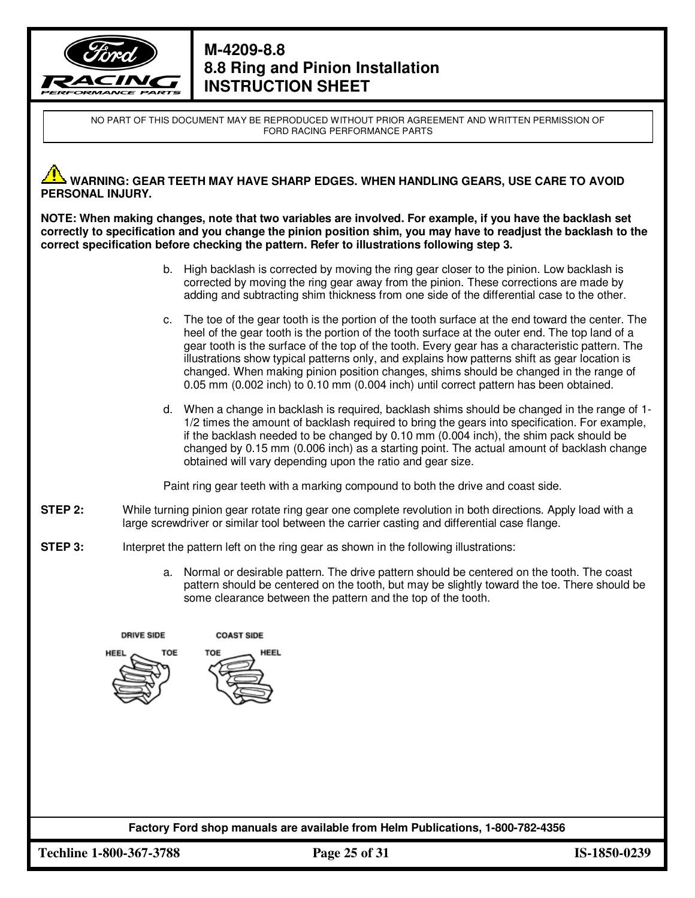# M-4209-8.8
# 8.8 Ring and Pinion Installation
# INSTRUCTION SHEET

NO PART OF THIS DOCUMENT MAY BE REPRODUCED WITHOUT PRIOR AGREEMENT AND WRITTEN PERMISSION OF FORD RACING PERFORMANCE PARTS

**WARNING: GEAR TEETH MAY HAVE SHARP EDGES. WHEN HANDLING GEARS, USE CARE TO AVOID PERSONAL INJURY.**

**NOTE: When making changes, note that two variables are involved. For example, if you have the backlash set correctly to specification and you change the pinion position shim, you may have to readjust the backlash to the correct specification before checking the pattern. Refer to illustrations following step 3.**

b. High backlash is corrected by moving the ring gear closer to the pinion. Low backlash is corrected by moving the ring gear away from the pinion. These corrections are made by adding and subtracting shim thickness from one side of the differential case to the other.

c. The toe of the gear tooth is the portion of the tooth surface at the end toward the center. The heel of the gear tooth is the portion of the tooth surface at the outer end. The top land of a gear tooth is the surface of the top of the tooth. Every gear has a characteristic pattern. The illustrations show typical patterns only, and explains how patterns shift as gear location is changed. When making pinion position changes, shims should be changed in the range of 0.05 mm (0.002 inch) to 0.10 mm (0.004 inch) until correct pattern has been obtained.

d. When a change in backlash is required, backlash shims should be changed in the range of 1-1/2 times the amount of backlash required to bring the gears into specification. For example, if the backlash needed to be changed by 0.10 mm (0.004 inch), the shim pack should be changed by 0.15 mm (0.006 inch) as a starting point. The actual amount of backlash change obtained will vary depending upon the ratio and gear size.

Paint ring gear teeth with a marking compound to both the drive and coast side.

**STEP 2:** While turning pinion gear rotate ring gear one complete revolution in both directions. Apply load with a large screwdriver or similar tool between the carrier casting and differential case flange.

**STEP 3:** Interpret the pattern left on the ring gear as shown in the following illustrations:

a. Normal or desirable pattern. The drive pattern should be centered on the tooth. The coast pattern should be centered on the tooth, but may be slightly toward the toe. There should be some clearance between the pattern and the top of the tooth.

DRIVE SIDE — HEEL, TOE

COAST SIDE — TOE, HEEL

Factory Ford shop manuals are available from Helm Publications, 1-800-782-4356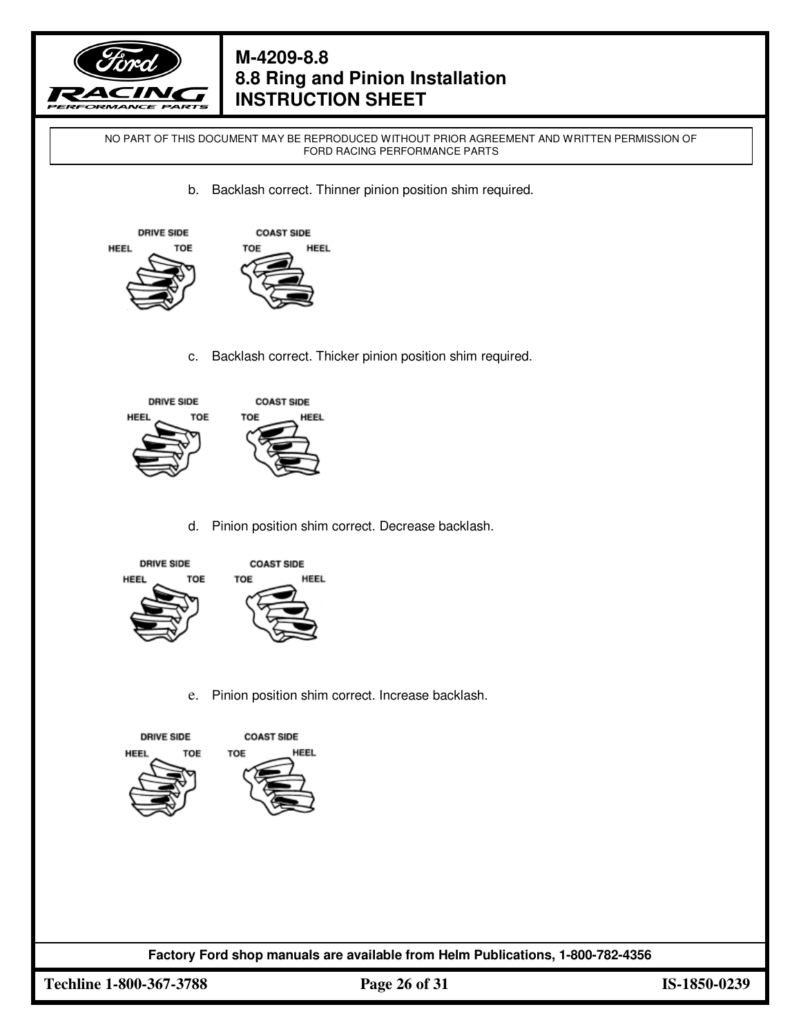b. Backlash correct. Thinner pinion position shim required.

DRIVE SIDE
HEEL TOE

COAST SIDE
TOE HEEL

c. Backlash correct. Thicker pinion position shim required.

DRIVE SIDE
HEEL TOE

COAST SIDE
TOE HEEL

d. Pinion position shim correct. Decrease backlash.

DRIVE SIDE
HEEL TOE

COAST SIDE
TOE HEEL

e. Pinion position shim correct. Increase backlash.

DRIVE SIDE
HEEL TOE

COAST SIDE
TOE HEEL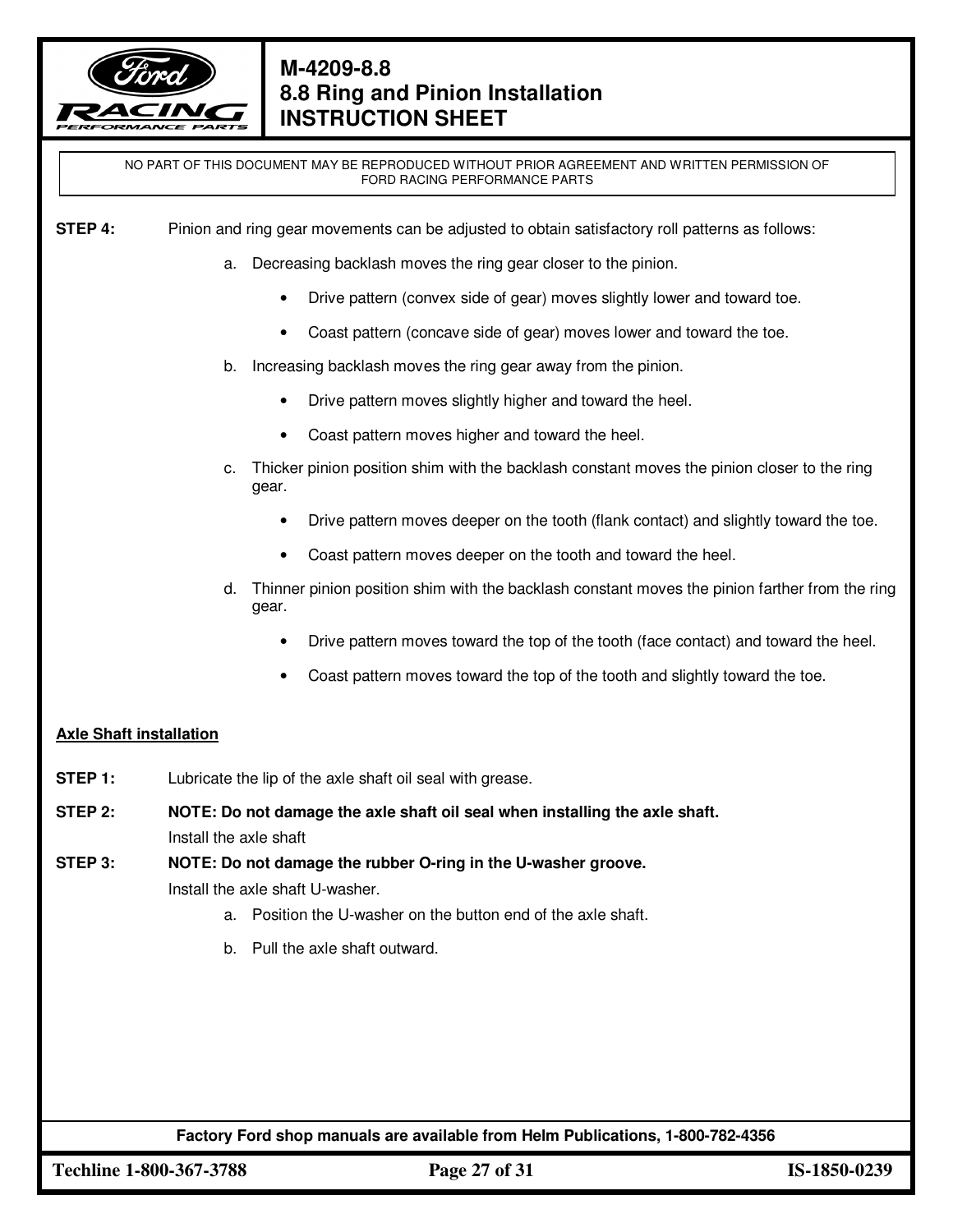**STEP 4:** Pinion and ring gear movements can be adjusted to obtain satisfactory roll patterns as follows:

a. Decreasing backlash moves the ring gear closer to the pinion.
   - Drive pattern (convex side of gear) moves slightly lower and toward toe.
   - Coast pattern (concave side of gear) moves lower and toward the toe.

b. Increasing backlash moves the ring gear away from the pinion.
   - Drive pattern moves slightly higher and toward the heel.
   - Coast pattern moves higher and toward the heel.

c. Thicker pinion position shim with the backlash constant moves the pinion closer to the ring gear.
   - Drive pattern moves deeper on the tooth (flank contact) and slightly toward the toe.
   - Coast pattern moves deeper on the tooth and toward the heel.

d. Thinner pinion position shim with the backlash constant moves the pinion farther from the ring gear.
   - Drive pattern moves toward the top of the tooth (face contact) and toward the heel.
   - Coast pattern moves toward the top of the tooth and slightly toward the toe.

## Axle Shaft installation

**STEP 1:** Lubricate the lip of the axle shaft oil seal with grease.

**STEP 2:** **NOTE: Do not damage the axle shaft oil seal when installing the axle shaft.**
Install the axle shaft

**STEP 3:** **NOTE: Do not damage the rubber O-ring in the U-washer groove.**
Install the axle shaft U-washer.

a. Position the U-washer on the button end of the axle shaft.

b. Pull the axle shaft outward.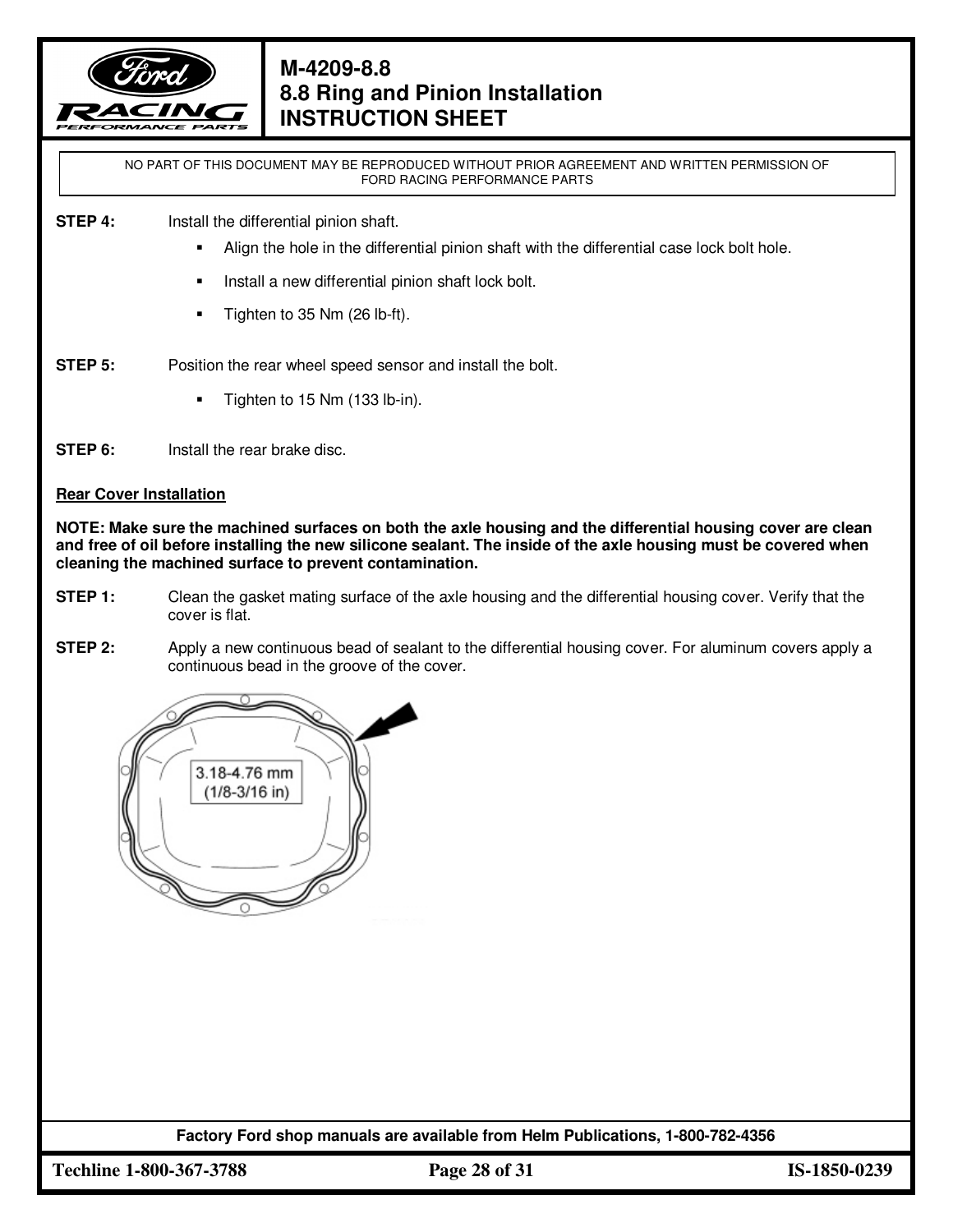**STEP 4:** Install the differential pinion shaft.

- Align the hole in the differential pinion shaft with the differential case lock bolt hole.
- Install a new differential pinion shaft lock bolt.
- Tighten to 35 Nm (26 lb-ft).

**STEP 5:** Position the rear wheel speed sensor and install the bolt.

- Tighten to 15 Nm (133 lb-in).

**STEP 6:** Install the rear brake disc.

**<u>Rear Cover Installation</u>**

**NOTE: Make sure the machined surfaces on both the axle housing and the differential housing cover are clean and free of oil before installing the new silicone sealant. The inside of the axle housing must be covered when cleaning the machined surface to prevent contamination.**

**STEP 1:** Clean the gasket mating surface of the axle housing and the differential housing cover. Verify that the cover is flat.

**STEP 2:** Apply a new continuous bead of sealant to the differential housing cover. For aluminum covers apply a continuous bead in the groove of the cover.

3.18-4.76 mm (1/8-3/16 in)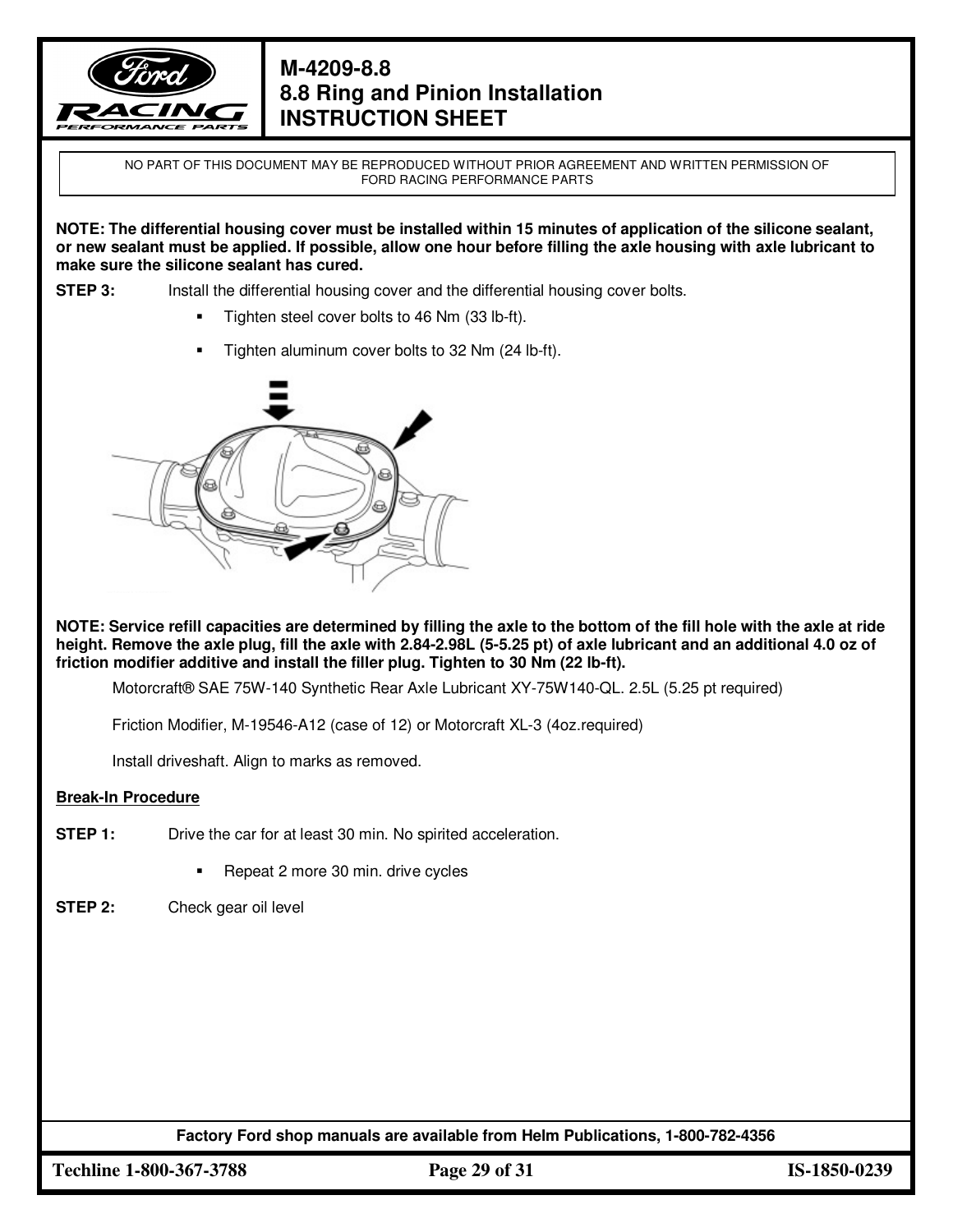NO PART OF THIS DOCUMENT MAY BE REPRODUCED WITHOUT PRIOR AGREEMENT AND WRITTEN PERMISSION OF FORD RACING PERFORMANCE PARTS

**NOTE: The differential housing cover must be installed within 15 minutes of application of the silicone sealant, or new sealant must be applied. If possible, allow one hour before filling the axle housing with axle lubricant to make sure the silicone sealant has cured.**

**STEP 3:** Install the differential housing cover and the differential housing cover bolts.

- Tighten steel cover bolts to 46 Nm (33 lb-ft).
- Tighten aluminum cover bolts to 32 Nm (24 lb-ft).

**NOTE: Service refill capacities are determined by filling the axle to the bottom of the fill hole with the axle at ride height. Remove the axle plug, fill the axle with 2.84-2.98L (5-5.25 pt) of axle lubricant and an additional 4.0 oz of friction modifier additive and install the filler plug. Tighten to 30 Nm (22 lb-ft).**

Motorcraft® SAE 75W-140 Synthetic Rear Axle Lubricant XY-75W140-QL. 2.5L (5.25 pt required)

Friction Modifier, M-19546-A12 (case of 12) or Motorcraft XL-3 (4oz.required)

Install driveshaft. Align to marks as removed.

**Break-In Procedure**

**STEP 1:** Drive the car for at least 30 min. No spirited acceleration.

- Repeat 2 more 30 min. drive cycles

**STEP 2:** Check gear oil level

**Factory Ford shop manuals are available from Helm Publications, 1-800-782-4356**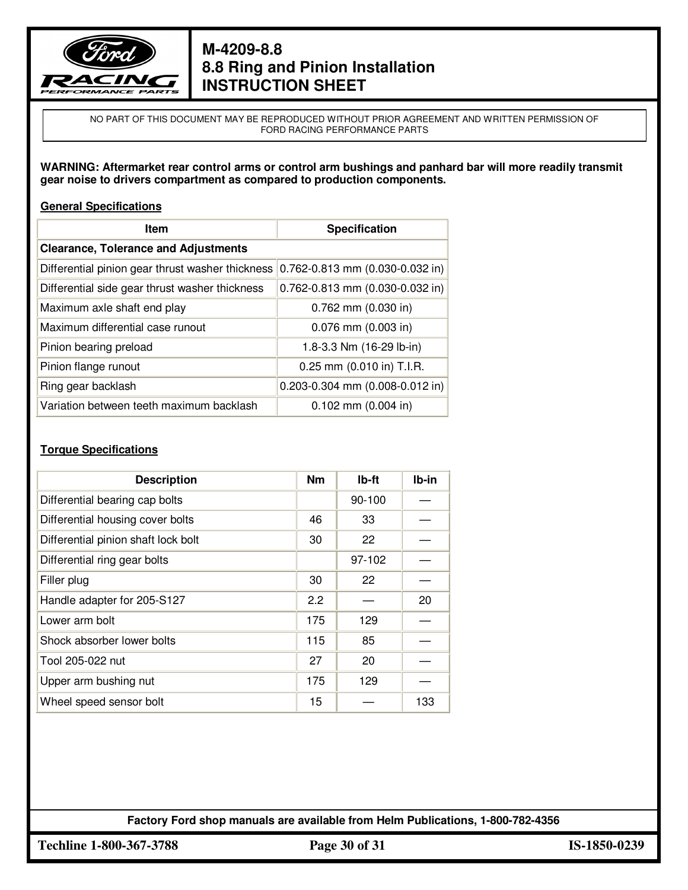# M-4209-8.8
# 8.8 Ring and Pinion Installation
# INSTRUCTION SHEET

NO PART OF THIS DOCUMENT MAY BE REPRODUCED WITHOUT PRIOR AGREEMENT AND WRITTEN PERMISSION OF FORD RACING PERFORMANCE PARTS

**WARNING: Aftermarket rear control arms or control arm bushings and panhard bar will more readily transmit gear noise to drivers compartment as compared to production components.**

**General Specifications**

| Item | Specification |
|---|---|
| **Clearance, Tolerance and Adjustments** | |
| Differential pinion gear thrust washer thickness | 0.762-0.813 mm (0.030-0.032 in) |
| Differential side gear thrust washer thickness | 0.762-0.813 mm (0.030-0.032 in) |
| Maximum axle shaft end play | 0.762 mm (0.030 in) |
| Maximum differential case runout | 0.076 mm (0.003 in) |
| Pinion bearing preload | 1.8-3.3 Nm (16-29 lb-in) |
| Pinion flange runout | 0.25 mm (0.010 in) T.I.R. |
| Ring gear backlash | 0.203-0.304 mm (0.008-0.012 in) |
| Variation between teeth maximum backlash | 0.102 mm (0.004 in) |

**Torque Specifications**

| Description | Nm | lb-ft | lb-in |
|---|---|---|---|
| Differential bearing cap bolts | | 90-100 | — |
| Differential housing cover bolts | 46 | 33 | — |
| Differential pinion shaft lock bolt | 30 | 22 | — |
| Differential ring gear bolts | | 97-102 | — |
| Filler plug | 30 | 22 | — |
| Handle adapter for 205-S127 | 2.2 | — | 20 |
| Lower arm bolt | 175 | 129 | — |
| Shock absorber lower bolts | 115 | 85 | — |
| Tool 205-022 nut | 27 | 20 | — |
| Upper arm bushing nut | 175 | 129 | — |
| Wheel speed sensor bolt | 15 | — | 133 |

**Factory Ford shop manuals are available from Helm Publications, 1-800-782-4356**

**Techline 1-800-367-3788** **IS-1850-0239**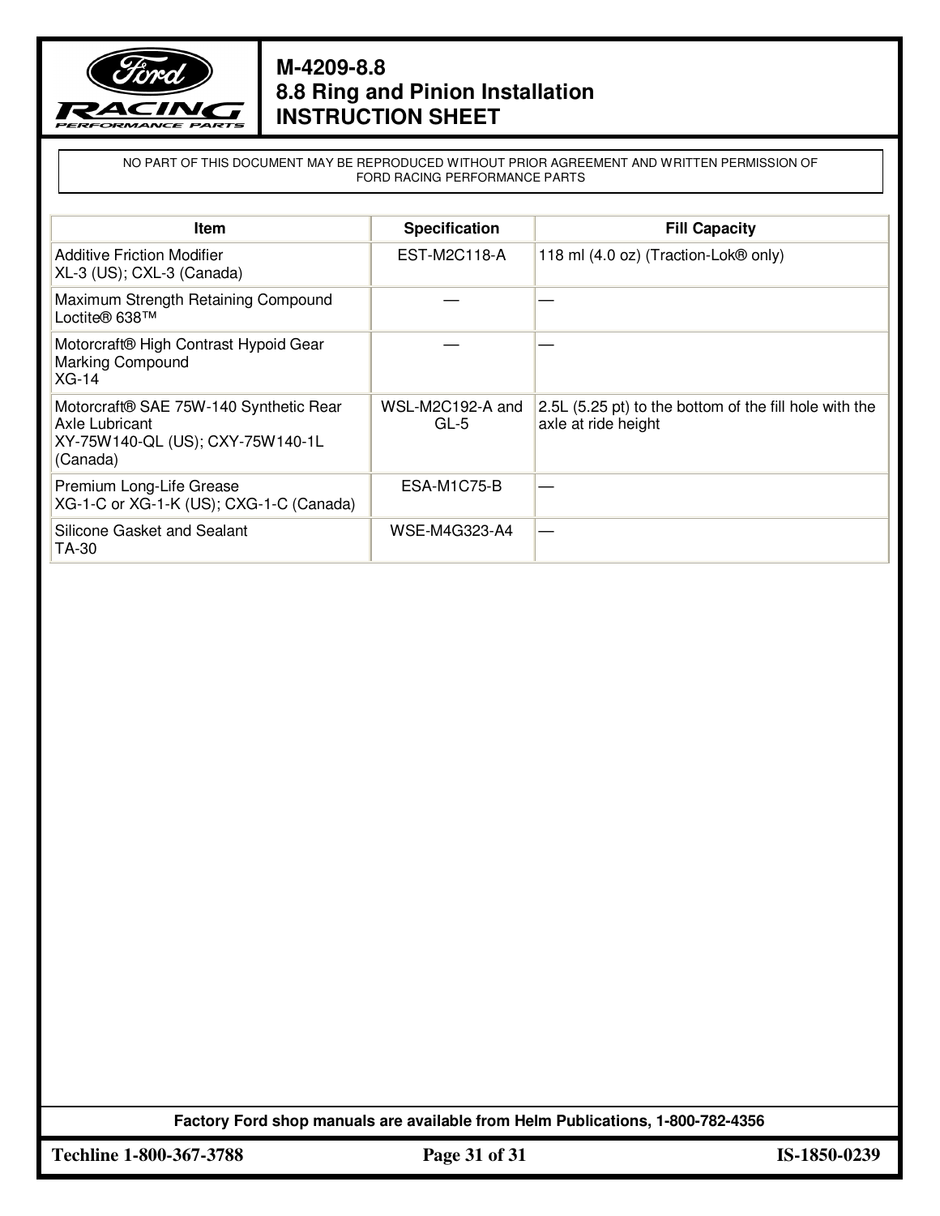NO PART OF THIS DOCUMENT MAY BE REPRODUCED WITHOUT PRIOR AGREEMENT AND WRITTEN PERMISSION OF FORD RACING PERFORMANCE PARTS

| Item | Specification | Fill Capacity |
|---|---|---|
| Additive Friction Modifier<br>XL-3 (US); CXL-3 (Canada) | EST-M2C118-A | 118 ml (4.0 oz) (Traction-Lok® only) |
| Maximum Strength Retaining Compound<br>Loctite® 638™ | — | — |
| Motorcraft® High Contrast Hypoid Gear Marking Compound<br>XG-14 | — | — |
| Motorcraft® SAE 75W-140 Synthetic Rear Axle Lubricant<br>XY-75W140-QL (US); CXY-75W140-1L (Canada) | WSL-M2C192-A and GL-5 | 2.5L (5.25 pt) to the bottom of the fill hole with the axle at ride height |
| Premium Long-Life Grease<br>XG-1-C or XG-1-K (US); CXG-1-C (Canada) | ESA-M1C75-B | — |
| Silicone Gasket and Sealant<br>TA-30 | WSE-M4G323-A4 | — |